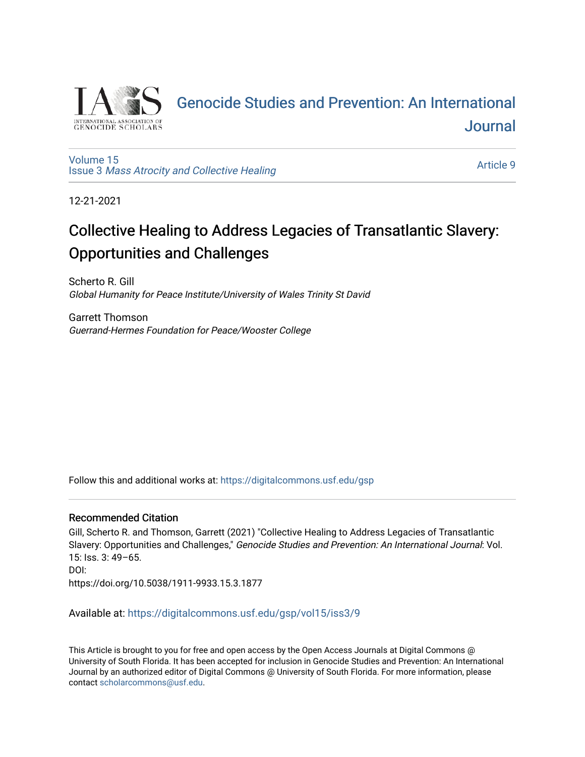Genocide Studies and Prevention: An International Journal

Volume 15
Issue 3 *Mass Atrocity and Collective Healing*

Article 9

12-21-2021

# Collective Healing to Address Legacies of Transatlantic Slavery: Opportunities and Challenges

Scherto R. Gill
*Global Humanity for Peace Institute/University of Wales Trinity St David*

Garrett Thomson
*Guerrand-Hermes Foundation for Peace/Wooster College*

Follow this and additional works at: https://digitalcommons.usf.edu/gsp

### Recommended Citation

Gill, Scherto R. and Thomson, Garrett (2021) "Collective Healing to Address Legacies of Transatlantic Slavery: Opportunities and Challenges," *Genocide Studies and Prevention: An International Journal*: Vol. 15: Iss. 3: 49–65.
DOI:
https://doi.org/10.5038/1911-9933.15.3.1877

Available at: https://digitalcommons.usf.edu/gsp/vol15/iss3/9

This Article is brought to you for free and open access by the Open Access Journals at Digital Commons @ University of South Florida. It has been accepted for inclusion in Genocide Studies and Prevention: An International Journal by an authorized editor of Digital Commons @ University of South Florida. For more information, please contact scholarcommons@usf.edu.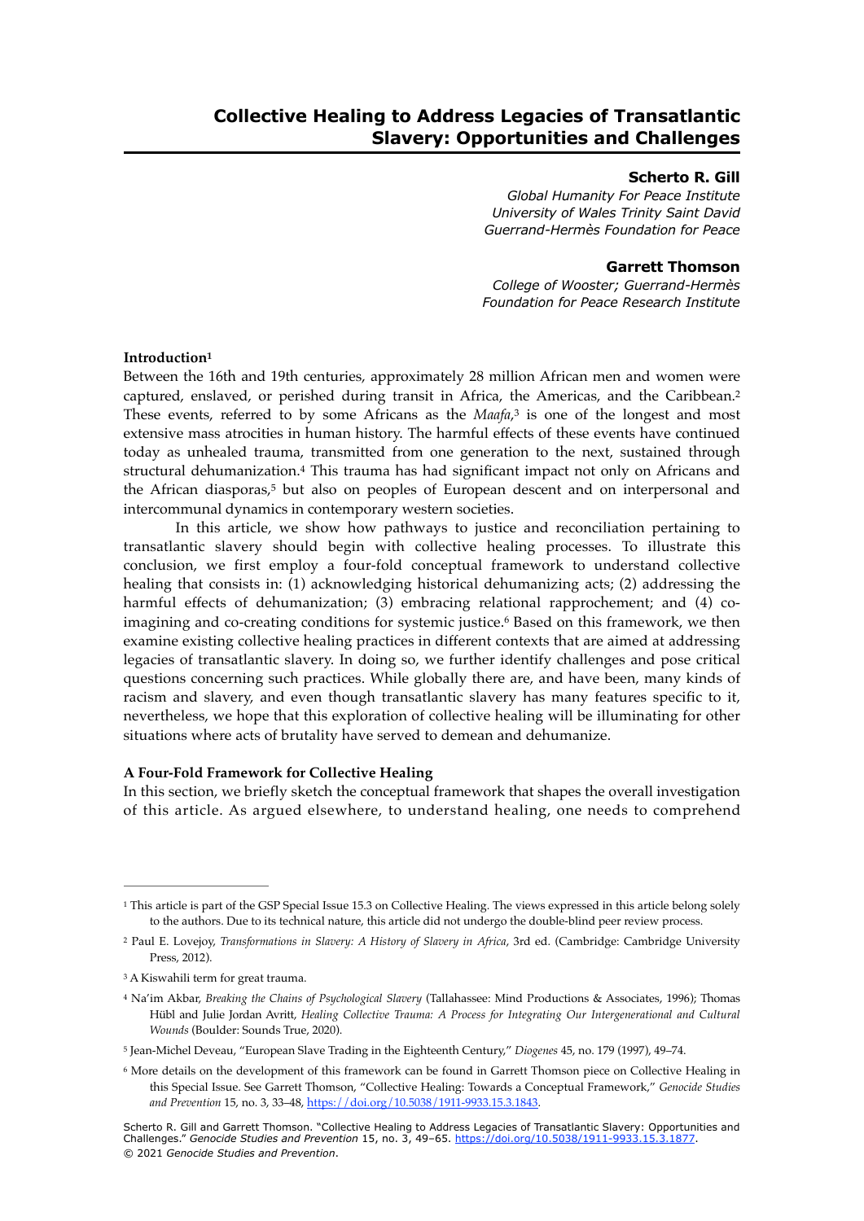# Collective Healing to Address Legacies of Transatlantic Slavery: Opportunities and Challenges

**Scherto R. Gill**
*Global Humanity For Peace Institute*
*University of Wales Trinity Saint David*
*Guerrand-Hermès Foundation for Peace*

**Garrett Thomson**
*College of Wooster; Guerrand-Hermès Foundation for Peace Research Institute*

**Introduction**[1]

Between the 16th and 19th centuries, approximately 28 million African men and women were captured, enslaved, or perished during transit in Africa, the Americas, and the Caribbean.[2] These events, referred to by some Africans as the *Maafa*,[3] is one of the longest and most extensive mass atrocities in human history. The harmful effects of these events have continued today as unhealed trauma, transmitted from one generation to the next, sustained through structural dehumanization.[4] This trauma has had significant impact not only on Africans and the African diasporas,[5] but also on peoples of European descent and on interpersonal and intercommunal dynamics in contemporary western societies.

In this article, we show how pathways to justice and reconciliation pertaining to transatlantic slavery should begin with collective healing processes. To illustrate this conclusion, we first employ a four-fold conceptual framework to understand collective healing that consists in: (1) acknowledging historical dehumanizing acts; (2) addressing the harmful effects of dehumanization; (3) embracing relational rapprochement; and (4) co-imagining and co-creating conditions for systemic justice.[6] Based on this framework, we then examine existing collective healing practices in different contexts that are aimed at addressing legacies of transatlantic slavery. In doing so, we further identify challenges and pose critical questions concerning such practices. While globally there are, and have been, many kinds of racism and slavery, and even though transatlantic slavery has many features specific to it, nevertheless, we hope that this exploration of collective healing will be illuminating for other situations where acts of brutality have served to demean and dehumanize.

**A Four-Fold Framework for Collective Healing**

In this section, we briefly sketch the conceptual framework that shapes the overall investigation of this article. As argued elsewhere, to understand healing, one needs to comprehend

---

[1] This article is part of the GSP Special Issue 15.3 on Collective Healing. The views expressed in this article belong solely to the authors. Due to its technical nature, this article did not undergo the double-blind peer review process.

[2] Paul E. Lovejoy, *Transformations in Slavery: A History of Slavery in Africa*, 3rd ed. (Cambridge: Cambridge University Press, 2012).

[3] A Kiswahili term for great trauma.

[4] Na'im Akbar, *Breaking the Chains of Psychological Slavery* (Tallahassee: Mind Productions & Associates, 1996); Thomas Hübl and Julie Jordan Avritt, *Healing Collective Trauma: A Process for Integrating Our Intergenerational and Cultural Wounds* (Boulder: Sounds True, 2020).

[5] Jean-Michel Deveau, "European Slave Trading in the Eighteenth Century," *Diogenes* 45, no. 179 (1997), 49–74.

[6] More details on the development of this framework can be found in Garrett Thomson piece on Collective Healing in this Special Issue. See Garrett Thomson, "Collective Healing: Towards a Conceptual Framework," *Genocide Studies and Prevention* 15, no. 3, 33–48, https://doi.org/10.5038/1911-9933.15.3.1843.

Scherto R. Gill and Garrett Thomson. "Collective Healing to Address Legacies of Transatlantic Slavery: Opportunities and Challenges." *Genocide Studies and Prevention* 15, no. 3, 49–65. https://doi.org/10.5038/1911-9933.15.3.1877.
© 2021 *Genocide Studies and Prevention*.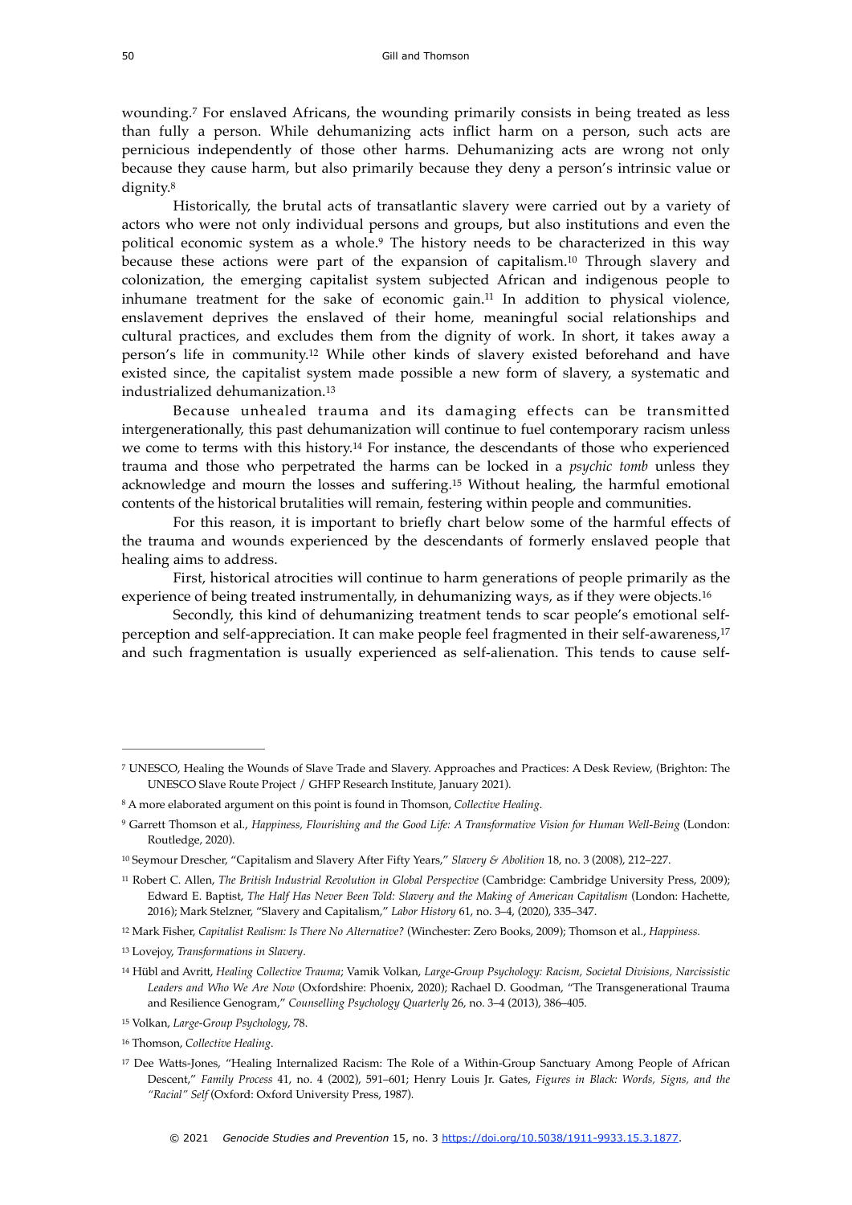wounding.[7] For enslaved Africans, the wounding primarily consists in being treated as less than fully a person. While dehumanizing acts inflict harm on a person, such acts are pernicious independently of those other harms. Dehumanizing acts are wrong not only because they cause harm, but also primarily because they deny a person's intrinsic value or dignity.[8]

Historically, the brutal acts of transatlantic slavery were carried out by a variety of actors who were not only individual persons and groups, but also institutions and even the political economic system as a whole.[9] The history needs to be characterized in this way because these actions were part of the expansion of capitalism.[10] Through slavery and colonization, the emerging capitalist system subjected African and indigenous people to inhumane treatment for the sake of economic gain.[11] In addition to physical violence, enslavement deprives the enslaved of their home, meaningful social relationships and cultural practices, and excludes them from the dignity of work. In short, it takes away a person's life in community.[12] While other kinds of slavery existed beforehand and have existed since, the capitalist system made possible a new form of slavery, a systematic and industrialized dehumanization.[13]

Because unhealed trauma and its damaging effects can be transmitted intergenerationally, this past dehumanization will continue to fuel contemporary racism unless we come to terms with this history.[14] For instance, the descendants of those who experienced trauma and those who perpetrated the harms can be locked in a *psychic tomb* unless they acknowledge and mourn the losses and suffering.[15] Without healing, the harmful emotional contents of the historical brutalities will remain, festering within people and communities.

For this reason, it is important to briefly chart below some of the harmful effects of the trauma and wounds experienced by the descendants of formerly enslaved people that healing aims to address.

First, historical atrocities will continue to harm generations of people primarily as the experience of being treated instrumentally, in dehumanizing ways, as if they were objects.[16]

Secondly, this kind of dehumanizing treatment tends to scar people's emotional self-perception and self-appreciation. It can make people feel fragmented in their self-awareness,[17] and such fragmentation is usually experienced as self-alienation. This tends to cause self-

---

[7] UNESCO, Healing the Wounds of Slave Trade and Slavery. Approaches and Practices: A Desk Review, (Brighton: The UNESCO Slave Route Project / GHFP Research Institute, January 2021).

[8] A more elaborated argument on this point is found in Thomson, *Collective Healing*.

[9] Garrett Thomson et al., *Happiness, Flourishing and the Good Life: A Transformative Vision for Human Well-Being* (London: Routledge, 2020).

[10] Seymour Drescher, "Capitalism and Slavery After Fifty Years," *Slavery & Abolition* 18, no. 3 (2008), 212–227.

[11] Robert C. Allen, *The British Industrial Revolution in Global Perspective* (Cambridge: Cambridge University Press, 2009); Edward E. Baptist, *The Half Has Never Been Told: Slavery and the Making of American Capitalism* (London: Hachette, 2016); Mark Stelzner, "Slavery and Capitalism," *Labor History* 61, no. 3–4, (2020), 335–347.

[12] Mark Fisher, *Capitalist Realism: Is There No Alternative?* (Winchester: Zero Books, 2009); Thomson et al., *Happiness.*

[13] Lovejoy, *Transformations in Slavery*.

[14] Hübl and Avritt, *Healing Collective Trauma*; Vamik Volkan, *Large-Group Psychology: Racism, Societal Divisions, Narcissistic Leaders and Who We Are Now* (Oxfordshire: Phoenix, 2020); Rachael D. Goodman, "The Transgenerational Trauma and Resilience Genogram," *Counselling Psychology Quarterly* 26, no. 3–4 (2013), 386–405.

[15] Volkan, *Large-Group Psychology*, 78.

[16] Thomson, *Collective Healing*.

[17] Dee Watts-Jones, "Healing Internalized Racism: The Role of a Within-Group Sanctuary Among People of African Descent," *Family Process* 41, no. 4 (2002), 591–601; Henry Louis Jr. Gates, *Figures in Black: Words, Signs, and the "Racial" Self* (Oxford: Oxford University Press, 1987).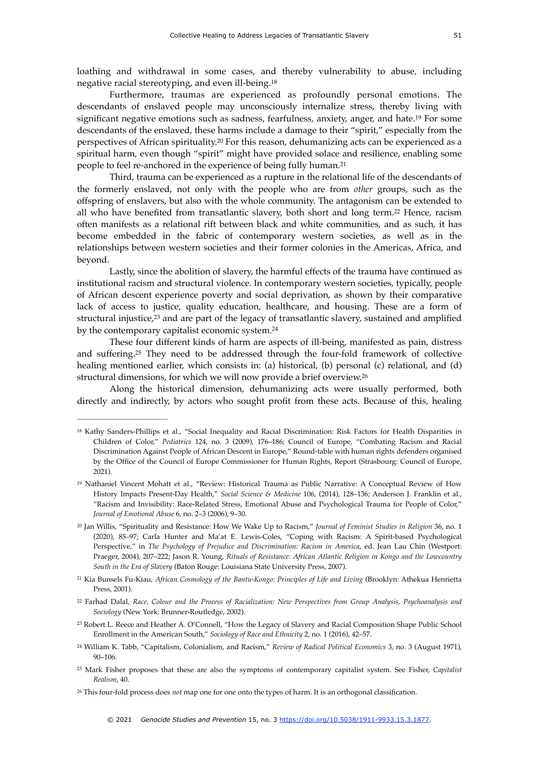loathing and withdrawal in some cases, and thereby vulnerability to abuse, including negative racial stereotyping, and even ill-being.[18]

Furthermore, traumas are experienced as profoundly personal emotions. The descendants of enslaved people may unconsciously internalize stress, thereby living with significant negative emotions such as sadness, fearfulness, anxiety, anger, and hate.[19] For some descendants of the enslaved, these harms include a damage to their "spirit," especially from the perspectives of African spirituality.[20] For this reason, dehumanizing acts can be experienced as a spiritual harm, even though "spirit" might have provided solace and resilience, enabling some people to feel re-anchored in the experience of being fully human.[21]

Third, trauma can be experienced as a rupture in the relational life of the descendants of the formerly enslaved, not only with the people who are from *other* groups, such as the offspring of enslavers, but also with the whole community. The antagonism can be extended to all who have benefited from transatlantic slavery, both short and long term.[22] Hence, racism often manifests as a relational rift between black and white communities, and as such, it has become embedded in the fabric of contemporary western societies, as well as in the relationships between western societies and their former colonies in the Americas, Africa, and beyond.

Lastly, since the abolition of slavery, the harmful effects of the trauma have continued as institutional racism and structural violence. In contemporary western societies, typically, people of African descent experience poverty and social deprivation, as shown by their comparative lack of access to justice, quality education, healthcare, and housing. These are a form of structural injustice,[23] and are part of the legacy of transatlantic slavery, sustained and amplified by the contemporary capitalist economic system.[24]

These four different kinds of harm are aspects of ill-being, manifested as pain, distress and suffering.[25] They need to be addressed through the four-fold framework of collective healing mentioned earlier, which consists in: (a) historical, (b) personal (c) relational, and (d) structural dimensions, for which we will now provide a brief overview.[26]

Along the historical dimension, dehumanizing acts were usually performed, both directly and indirectly, by actors who sought profit from these acts. Because of this, healing

---

[18] Kathy Sanders-Phillips et al., "Social Inequality and Racial Discrimination: Risk Factors for Health Disparities in Children of Color," *Pediatrics* 124, no. 3 (2009), 176–186; Council of Europe, "Combating Racism and Racial Discrimination Against People of African Descent in Europe," Round-table with human rights defenders organised by the Office of the Council of Europe Commissioner for Human Rights, Report (Strasbourg: Council of Europe, 2021).

[19] Nathaniel Vincent Mohatt et al., "Review: Historical Trauma as Public Narrative: A Conceptual Review of How History Impacts Present-Day Health," *Social Science & Medicine* 106, (2014), 128–136; Anderson J. Franklin et al., "Racism and Invisibility: Race-Related Stress, Emotional Abuse and Psychological Trauma for People of Color," *Journal of Emotional Abuse* 6, no. 2–3 (2006), 9–30.

[20] Jan Willis, "Spirituality and Resistance: How We Wake Up to Racism," *Journal of Feminist Studies in Religion* 36, no. 1 (2020), 85–97; Carla Hunter and Ma'at E. Lewis-Coles, "Coping with Racism: A Spirit-based Psychological Perspective," in *The Psychology of Prejudice and Discrimination: Racism in America*, ed. Jean Lau Chin (Westport: Praeger, 2004), 207–222; Jason R. Young, *Rituals of Resistance: African Atlantic Religion in Kongo and the Lowcountry South in the Era of Slavery* (Baton Rouge: Louisiana State University Press, 2007).

[21] Kia Bunsels Fu-Kiau, *African Cosmology of the Bantu-Kongo: Principles of Life and Living* (Brooklyn: Athekua Henrietta Press, 2001).

[22] Farhad Dalal, *Race, Colour and the Process of Racialization: New Perspectives from Group Analysis, Psychoanalysis and Sociology* (New York: Brunner-Routledge, 2002).

[23] Robert L. Reece and Heather A. O'Connell, "How the Legacy of Slavery and Racial Composition Shape Public School Enrollment in the American South," *Sociology of Race and Ethnicity* 2, no. 1 (2016), 42–57.

[24] William K. Tabb, "Capitalism, Colonialism, and Racism," *Review of Radical Political Economics* 3, no. 3 (August 1971), 90–106.

[25] Mark Fisher proposes that these are also the symptoms of contemporary capitalist system. See Fisher, *Capitalist Realism*, 40.

[26] This four-fold process does *not* map one for one onto the types of harm. It is an orthogonal classification.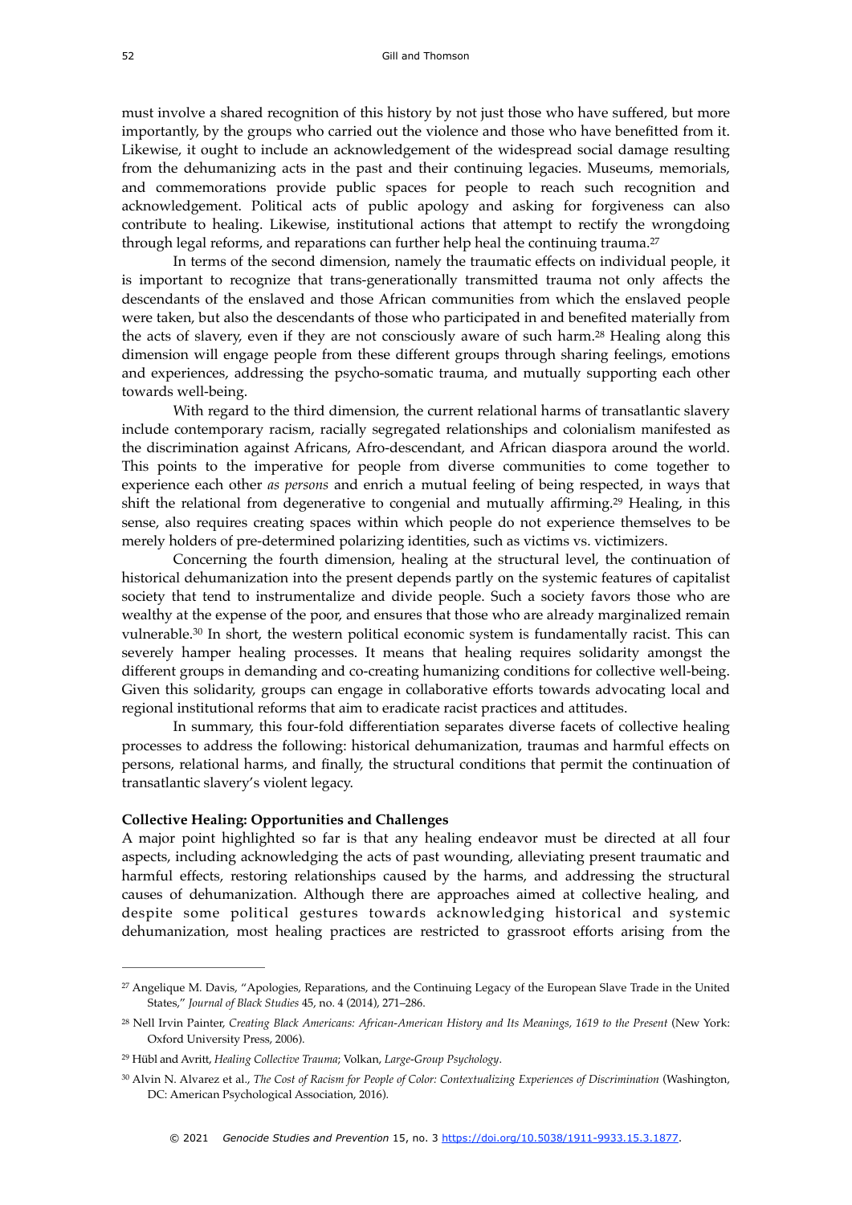must involve a shared recognition of this history by not just those who have suffered, but more importantly, by the groups who carried out the violence and those who have benefitted from it. Likewise, it ought to include an acknowledgement of the widespread social damage resulting from the dehumanizing acts in the past and their continuing legacies. Museums, memorials, and commemorations provide public spaces for people to reach such recognition and acknowledgement. Political acts of public apology and asking for forgiveness can also contribute to healing. Likewise, institutional actions that attempt to rectify the wrongdoing through legal reforms, and reparations can further help heal the continuing trauma.[27]

In terms of the second dimension, namely the traumatic effects on individual people, it is important to recognize that trans-generationally transmitted trauma not only affects the descendants of the enslaved and those African communities from which the enslaved people were taken, but also the descendants of those who participated in and benefited materially from the acts of slavery, even if they are not consciously aware of such harm.[28] Healing along this dimension will engage people from these different groups through sharing feelings, emotions and experiences, addressing the psycho-somatic trauma, and mutually supporting each other towards well-being.

With regard to the third dimension, the current relational harms of transatlantic slavery include contemporary racism, racially segregated relationships and colonialism manifested as the discrimination against Africans, Afro-descendant, and African diaspora around the world. This points to the imperative for people from diverse communities to come together to experience each other *as persons* and enrich a mutual feeling of being respected, in ways that shift the relational from degenerative to congenial and mutually affirming.[29] Healing, in this sense, also requires creating spaces within which people do not experience themselves to be merely holders of pre-determined polarizing identities, such as victims vs. victimizers.

Concerning the fourth dimension, healing at the structural level, the continuation of historical dehumanization into the present depends partly on the systemic features of capitalist society that tend to instrumentalize and divide people. Such a society favors those who are wealthy at the expense of the poor, and ensures that those who are already marginalized remain vulnerable.[30] In short, the western political economic system is fundamentally racist. This can severely hamper healing processes. It means that healing requires solidarity amongst the different groups in demanding and co-creating humanizing conditions for collective well-being. Given this solidarity, groups can engage in collaborative efforts towards advocating local and regional institutional reforms that aim to eradicate racist practices and attitudes.

In summary, this four-fold differentiation separates diverse facets of collective healing processes to address the following: historical dehumanization, traumas and harmful effects on persons, relational harms, and finally, the structural conditions that permit the continuation of transatlantic slavery's violent legacy.

**Collective Healing: Opportunities and Challenges**

A major point highlighted so far is that any healing endeavor must be directed at all four aspects, including acknowledging the acts of past wounding, alleviating present traumatic and harmful effects, restoring relationships caused by the harms, and addressing the structural causes of dehumanization. Although there are approaches aimed at collective healing, and despite some political gestures towards acknowledging historical and systemic dehumanization, most healing practices are restricted to grassroot efforts arising from the

---

[27] Angelique M. Davis, "Apologies, Reparations, and the Continuing Legacy of the European Slave Trade in the United States," *Journal of Black Studies* 45, no. 4 (2014), 271–286.

[28] Nell Irvin Painter, *Creating Black Americans: African-American History and Its Meanings, 1619 to the Present* (New York: Oxford University Press, 2006).

[29] Hübl and Avritt, *Healing Collective Trauma*; Volkan, *Large-Group Psychology*.

[30] Alvin N. Alvarez et al., *The Cost of Racism for People of Color: Contextualizing Experiences of Discrimination* (Washington, DC: American Psychological Association, 2016).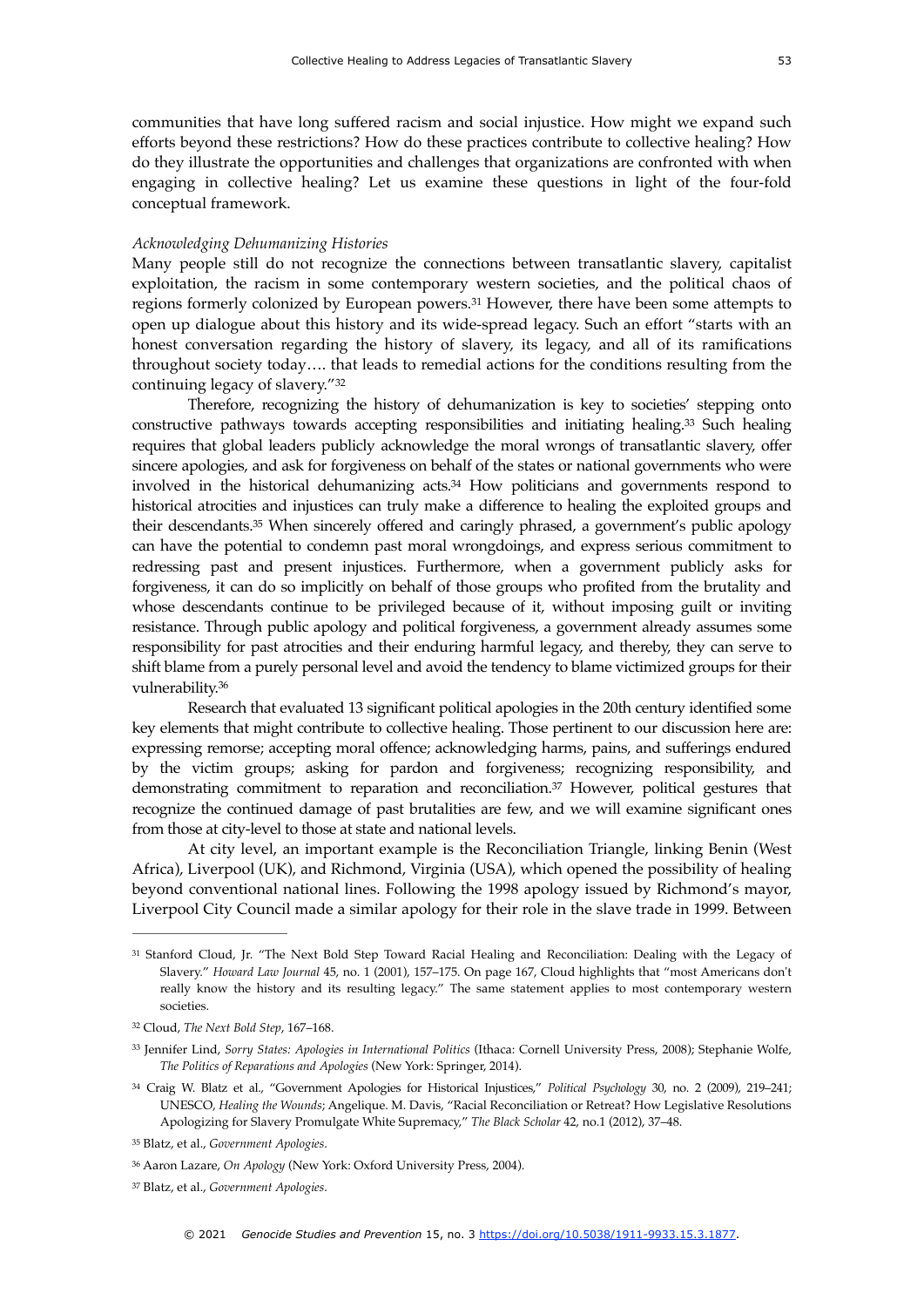communities that have long suffered racism and social injustice. How might we expand such efforts beyond these restrictions? How do these practices contribute to collective healing? How do they illustrate the opportunities and challenges that organizations are confronted with when engaging in collective healing? Let us examine these questions in light of the four-fold conceptual framework.

*Acknowledging Dehumanizing Histories*

Many people still do not recognize the connections between transatlantic slavery, capitalist exploitation, the racism in some contemporary western societies, and the political chaos of regions formerly colonized by European powers.[31] However, there have been some attempts to open up dialogue about this history and its wide-spread legacy. Such an effort "starts with an honest conversation regarding the history of slavery, its legacy, and all of its ramifications throughout society today…. that leads to remedial actions for the conditions resulting from the continuing legacy of slavery."[32]

Therefore, recognizing the history of dehumanization is key to societies' stepping onto constructive pathways towards accepting responsibilities and initiating healing.[33] Such healing requires that global leaders publicly acknowledge the moral wrongs of transatlantic slavery, offer sincere apologies, and ask for forgiveness on behalf of the states or national governments who were involved in the historical dehumanizing acts.[34] How politicians and governments respond to historical atrocities and injustices can truly make a difference to healing the exploited groups and their descendants.[35] When sincerely offered and caringly phrased, a government's public apology can have the potential to condemn past moral wrongdoings, and express serious commitment to redressing past and present injustices. Furthermore, when a government publicly asks for forgiveness, it can do so implicitly on behalf of those groups who profited from the brutality and whose descendants continue to be privileged because of it, without imposing guilt or inviting resistance. Through public apology and political forgiveness, a government already assumes some responsibility for past atrocities and their enduring harmful legacy, and thereby, they can serve to shift blame from a purely personal level and avoid the tendency to blame victimized groups for their vulnerability.[36]

Research that evaluated 13 significant political apologies in the 20th century identified some key elements that might contribute to collective healing. Those pertinent to our discussion here are: expressing remorse; accepting moral offence; acknowledging harms, pains, and sufferings endured by the victim groups; asking for pardon and forgiveness; recognizing responsibility, and demonstrating commitment to reparation and reconciliation.[37] However, political gestures that recognize the continued damage of past brutalities are few, and we will examine significant ones from those at city-level to those at state and national levels.

At city level, an important example is the Reconciliation Triangle, linking Benin (West Africa), Liverpool (UK), and Richmond, Virginia (USA), which opened the possibility of healing beyond conventional national lines. Following the 1998 apology issued by Richmond's mayor, Liverpool City Council made a similar apology for their role in the slave trade in 1999. Between

---

[31] Stanford Cloud, Jr. "The Next Bold Step Toward Racial Healing and Reconciliation: Dealing with the Legacy of Slavery." *Howard Law Journal* 45, no. 1 (2001), 157–175. On page 167, Cloud highlights that "most Americans don't really know the history and its resulting legacy." The same statement applies to most contemporary western societies.

[32] Cloud, *The Next Bold Step*, 167–168.

[33] Jennifer Lind, *Sorry States: Apologies in International Politics* (Ithaca: Cornell University Press, 2008); Stephanie Wolfe, *The Politics of Reparations and Apologies* (New York: Springer, 2014).

[34] Craig W. Blatz et al., "Government Apologies for Historical Injustices," *Political Psychology* 30, no. 2 (2009), 219–241; UNESCO, *Healing the Wounds*; Angelique. M. Davis, "Racial Reconciliation or Retreat? How Legislative Resolutions Apologizing for Slavery Promulgate White Supremacy," *The Black Scholar* 42, no.1 (2012), 37–48.

[35] Blatz, et al., *Government Apologies*.

[36] Aaron Lazare, *On Apology* (New York: Oxford University Press, 2004).

[37] Blatz, et al., *Government Apologies*.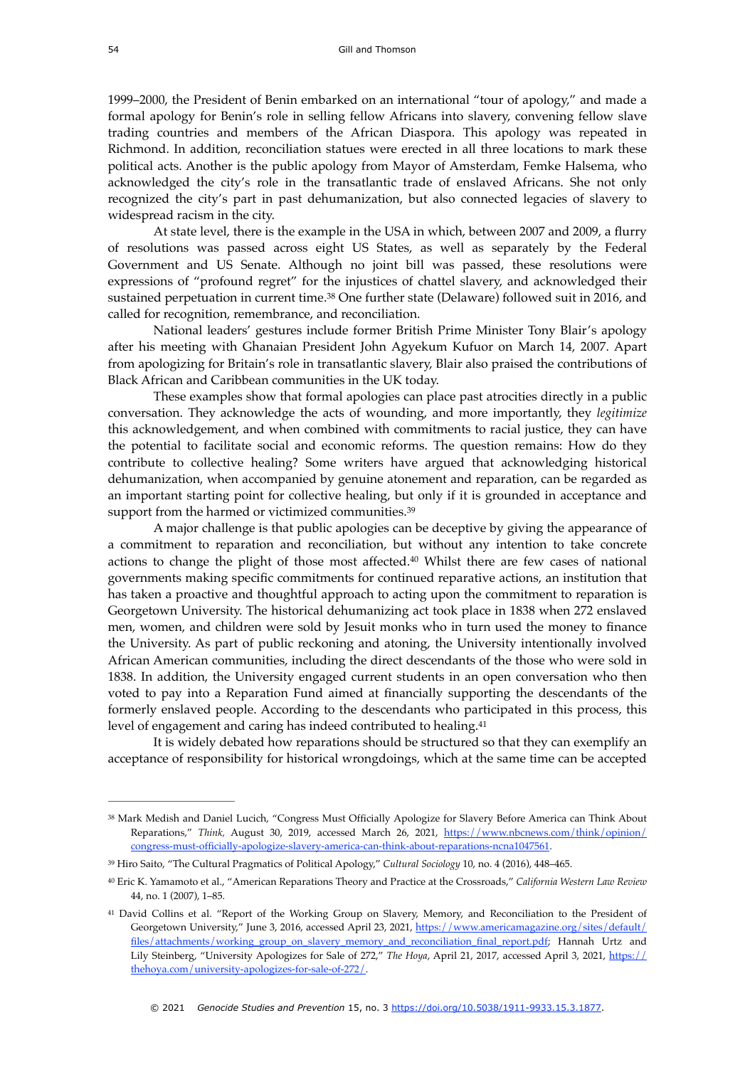1999–2000, the President of Benin embarked on an international "tour of apology," and made a formal apology for Benin's role in selling fellow Africans into slavery, convening fellow slave trading countries and members of the African Diaspora. This apology was repeated in Richmond. In addition, reconciliation statues were erected in all three locations to mark these political acts. Another is the public apology from Mayor of Amsterdam, Femke Halsema, who acknowledged the city's role in the transatlantic trade of enslaved Africans. She not only recognized the city's part in past dehumanization, but also connected legacies of slavery to widespread racism in the city.

At state level, there is the example in the USA in which, between 2007 and 2009, a flurry of resolutions was passed across eight US States, as well as separately by the Federal Government and US Senate. Although no joint bill was passed, these resolutions were expressions of "profound regret" for the injustices of chattel slavery, and acknowledged their sustained perpetuation in current time.[38] One further state (Delaware) followed suit in 2016, and called for recognition, remembrance, and reconciliation.

National leaders' gestures include former British Prime Minister Tony Blair's apology after his meeting with Ghanaian President John Agyekum Kufuor on March 14, 2007. Apart from apologizing for Britain's role in transatlantic slavery, Blair also praised the contributions of Black African and Caribbean communities in the UK today.

These examples show that formal apologies can place past atrocities directly in a public conversation. They acknowledge the acts of wounding, and more importantly, they *legitimize* this acknowledgement, and when combined with commitments to racial justice, they can have the potential to facilitate social and economic reforms. The question remains: How do they contribute to collective healing? Some writers have argued that acknowledging historical dehumanization, when accompanied by genuine atonement and reparation, can be regarded as an important starting point for collective healing, but only if it is grounded in acceptance and support from the harmed or victimized communities.[39]

A major challenge is that public apologies can be deceptive by giving the appearance of a commitment to reparation and reconciliation, but without any intention to take concrete actions to change the plight of those most affected.[40] Whilst there are few cases of national governments making specific commitments for continued reparative actions, an institution that has taken a proactive and thoughtful approach to acting upon the commitment to reparation is Georgetown University. The historical dehumanizing act took place in 1838 when 272 enslaved men, women, and children were sold by Jesuit monks who in turn used the money to finance the University. As part of public reckoning and atoning, the University intentionally involved African American communities, including the direct descendants of the those who were sold in 1838. In addition, the University engaged current students in an open conversation who then voted to pay into a Reparation Fund aimed at financially supporting the descendants of the formerly enslaved people. According to the descendants who participated in this process, this level of engagement and caring has indeed contributed to healing.[41]

It is widely debated how reparations should be structured so that they can exemplify an acceptance of responsibility for historical wrongdoings, which at the same time can be accepted

---

[38] Mark Medish and Daniel Lucich, "Congress Must Officially Apologize for Slavery Before America can Think About Reparations," *Think,* August 30, 2019, accessed March 26, 2021, https://www.nbcnews.com/think/opinion/congress-must-officially-apologize-slavery-america-can-think-about-reparations-ncna1047561.

[39] Hiro Saito, "The Cultural Pragmatics of Political Apology," *Cultural Sociology* 10, no. 4 (2016), 448–465.

[40] Eric K. Yamamoto et al., "American Reparations Theory and Practice at the Crossroads," *California Western Law Review* 44, no. 1 (2007), 1–85.

[41] David Collins et al. "Report of the Working Group on Slavery, Memory, and Reconciliation to the President of Georgetown University," June 3, 2016, accessed April 23, 2021, https://www.americamagazine.org/sites/default/files/attachments/working_group_on_slavery_memory_and_reconciliation_final_report.pdf; Hannah Urtz and Lily Steinberg, "University Apologizes for Sale of 272," *The Hoya*, April 21, 2017, accessed April 3, 2021, https://thehoya.com/university-apologizes-for-sale-of-272/.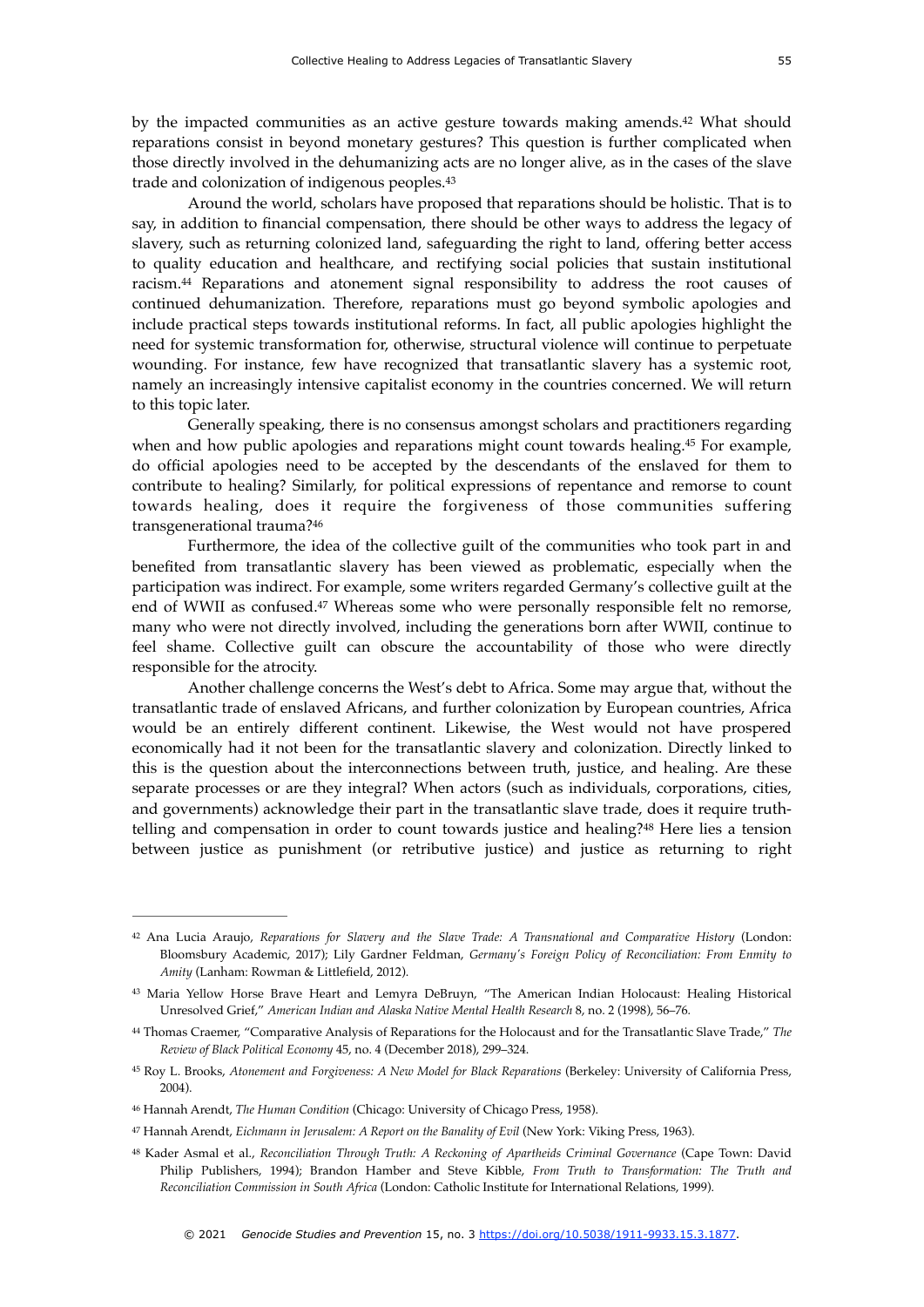by the impacted communities as an active gesture towards making amends.[42] What should reparations consist in beyond monetary gestures? This question is further complicated when those directly involved in the dehumanizing acts are no longer alive, as in the cases of the slave trade and colonization of indigenous peoples.[43]

Around the world, scholars have proposed that reparations should be holistic. That is to say, in addition to financial compensation, there should be other ways to address the legacy of slavery, such as returning colonized land, safeguarding the right to land, offering better access to quality education and healthcare, and rectifying social policies that sustain institutional racism.[44] Reparations and atonement signal responsibility to address the root causes of continued dehumanization. Therefore, reparations must go beyond symbolic apologies and include practical steps towards institutional reforms. In fact, all public apologies highlight the need for systemic transformation for, otherwise, structural violence will continue to perpetuate wounding. For instance, few have recognized that transatlantic slavery has a systemic root, namely an increasingly intensive capitalist economy in the countries concerned. We will return to this topic later.

Generally speaking, there is no consensus amongst scholars and practitioners regarding when and how public apologies and reparations might count towards healing.[45] For example, do official apologies need to be accepted by the descendants of the enslaved for them to contribute to healing? Similarly, for political expressions of repentance and remorse to count towards healing, does it require the forgiveness of those communities suffering transgenerational trauma?[46]

Furthermore, the idea of the collective guilt of the communities who took part in and benefited from transatlantic slavery has been viewed as problematic, especially when the participation was indirect. For example, some writers regarded Germany's collective guilt at the end of WWII as confused.[47] Whereas some who were personally responsible felt no remorse, many who were not directly involved, including the generations born after WWII, continue to feel shame. Collective guilt can obscure the accountability of those who were directly responsible for the atrocity.

Another challenge concerns the West's debt to Africa. Some may argue that, without the transatlantic trade of enslaved Africans, and further colonization by European countries, Africa would be an entirely different continent. Likewise, the West would not have prospered economically had it not been for the transatlantic slavery and colonization. Directly linked to this is the question about the interconnections between truth, justice, and healing. Are these separate processes or are they integral? When actors (such as individuals, corporations, cities, and governments) acknowledge their part in the transatlantic slave trade, does it require truth-telling and compensation in order to count towards justice and healing?[48] Here lies a tension between justice as punishment (or retributive justice) and justice as returning to right

---

[42] Ana Lucia Araujo, *Reparations for Slavery and the Slave Trade: A Transnational and Comparative History* (London: Bloomsbury Academic, 2017); Lily Gardner Feldman, *Germany's Foreign Policy of Reconciliation: From Enmity to Amity* (Lanham: Rowman & Littlefield, 2012).

[43] Maria Yellow Horse Brave Heart and Lemyra DeBruyn, "The American Indian Holocaust: Healing Historical Unresolved Grief," *American Indian and Alaska Native Mental Health Research* 8, no. 2 (1998), 56–76.

[44] Thomas Craemer, "Comparative Analysis of Reparations for the Holocaust and for the Transatlantic Slave Trade," *The Review of Black Political Economy* 45, no. 4 (December 2018), 299–324.

[45] Roy L. Brooks, *Atonement and Forgiveness: A New Model for Black Reparations* (Berkeley: University of California Press, 2004).

[46] Hannah Arendt, *The Human Condition* (Chicago: University of Chicago Press, 1958).

[47] Hannah Arendt, *Eichmann in Jerusalem: A Report on the Banality of Evil* (New York: Viking Press, 1963).

[48] Kader Asmal et al., *Reconciliation Through Truth: A Reckoning of Apartheids Criminal Governance* (Cape Town: David Philip Publishers, 1994); Brandon Hamber and Steve Kibble, *From Truth to Transformation: The Truth and Reconciliation Commission in South Africa* (London: Catholic Institute for International Relations, 1999).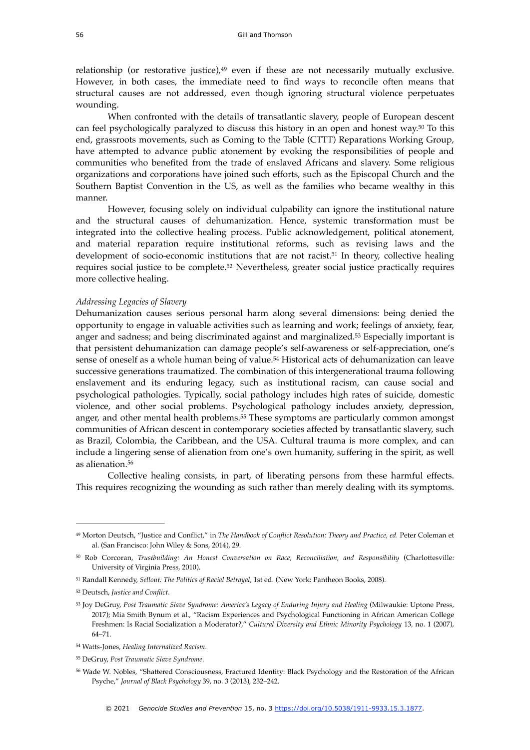relationship (or restorative justice),[49] even if these are not necessarily mutually exclusive. However, in both cases, the immediate need to find ways to reconcile often means that structural causes are not addressed, even though ignoring structural violence perpetuates wounding.

When confronted with the details of transatlantic slavery, people of European descent can feel psychologically paralyzed to discuss this history in an open and honest way.[50] To this end, grassroots movements, such as Coming to the Table (CTTT) Reparations Working Group, have attempted to advance public atonement by evoking the responsibilities of people and communities who benefited from the trade of enslaved Africans and slavery. Some religious organizations and corporations have joined such efforts, such as the Episcopal Church and the Southern Baptist Convention in the US, as well as the families who became wealthy in this manner.

However, focusing solely on individual culpability can ignore the institutional nature and the structural causes of dehumanization. Hence, systemic transformation must be integrated into the collective healing process. Public acknowledgement, political atonement, and material reparation require institutional reforms, such as revising laws and the development of socio-economic institutions that are not racist.[51] In theory, collective healing requires social justice to be complete.[52] Nevertheless, greater social justice practically requires more collective healing.

*Addressing Legacies of Slavery*

Dehumanization causes serious personal harm along several dimensions: being denied the opportunity to engage in valuable activities such as learning and work; feelings of anxiety, fear, anger and sadness; and being discriminated against and marginalized.[53] Especially important is that persistent dehumanization can damage people's self-awareness or self-appreciation, one's sense of oneself as a whole human being of value.[54] Historical acts of dehumanization can leave successive generations traumatized. The combination of this intergenerational trauma following enslavement and its enduring legacy, such as institutional racism, can cause social and psychological pathologies. Typically, social pathology includes high rates of suicide, domestic violence, and other social problems. Psychological pathology includes anxiety, depression, anger, and other mental health problems.[55] These symptoms are particularly common amongst communities of African descent in contemporary societies affected by transatlantic slavery, such as Brazil, Colombia, the Caribbean, and the USA. Cultural trauma is more complex, and can include a lingering sense of alienation from one's own humanity, suffering in the spirit, as well as alienation.[56]

Collective healing consists, in part, of liberating persons from these harmful effects. This requires recognizing the wounding as such rather than merely dealing with its symptoms.

---

[49] Morton Deutsch, "Justice and Conflict," in *The Handbook of Conflict Resolution: Theory and Practice, ed.* Peter Coleman et al. (San Francisco: John Wiley & Sons, 2014), 29.

[50] Rob Corcoran, *Trustbuilding: An Honest Conversation on Race, Reconciliation, and Responsibility* (Charlottesville: University of Virginia Press, 2010).

[51] Randall Kennedy, *Sellout: The Politics of Racial Betrayal*, 1st ed. (New York: Pantheon Books, 2008).

[52] Deutsch, *Justice and Conflict*.

[53] Joy DeGruy, *Post Traumatic Slave Syndrome: America's Legacy of Enduring Injury and Healing* (Milwaukie: Uptone Press, 2017); Mia Smith Bynum et al., "Racism Experiences and Psychological Functioning in African American College Freshmen: Is Racial Socialization a Moderator?," *Cultural Diversity and Ethnic Minority Psychology* 13, no. 1 (2007), 64–71.

[54] Watts-Jones, *Healing Internalized Racism*.

[55] DeGruy, *Post Traumatic Slave Syndrome*.

[56] Wade W. Nobles, "Shattered Consciousness, Fractured Identity: Black Psychology and the Restoration of the African Psyche," *Journal of Black Psychology* 39, no. 3 (2013), 232–242.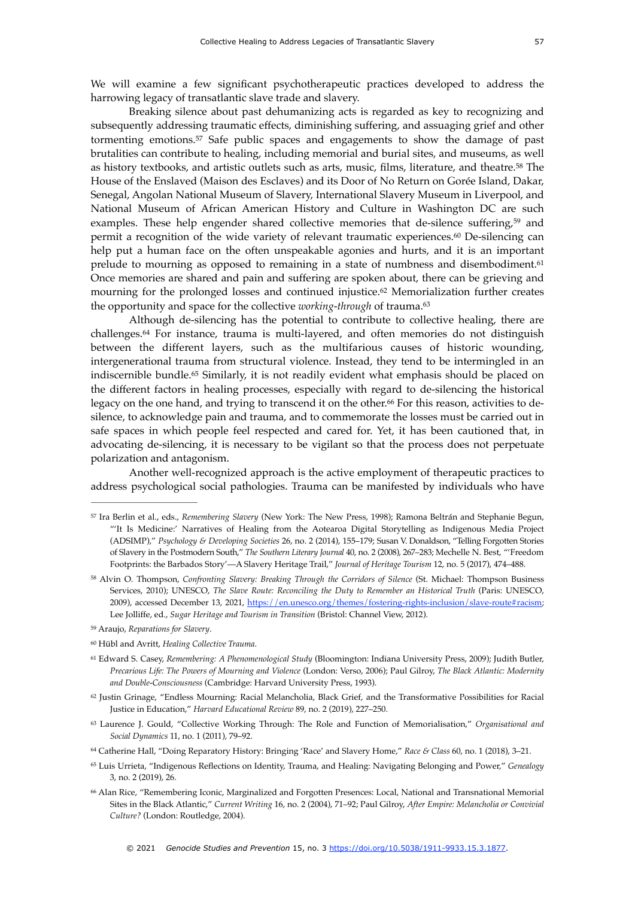We will examine a few significant psychotherapeutic practices developed to address the harrowing legacy of transatlantic slave trade and slavery.

Breaking silence about past dehumanizing acts is regarded as key to recognizing and subsequently addressing traumatic effects, diminishing suffering, and assuaging grief and other tormenting emotions.[57] Safe public spaces and engagements to show the damage of past brutalities can contribute to healing, including memorial and burial sites, and museums, as well as history textbooks, and artistic outlets such as arts, music, films, literature, and theatre.[58] The House of the Enslaved (Maison des Esclaves) and its Door of No Return on Gorée Island, Dakar, Senegal, Angolan National Museum of Slavery, International Slavery Museum in Liverpool, and National Museum of African American History and Culture in Washington DC are such examples. These help engender shared collective memories that de-silence suffering,[59] and permit a recognition of the wide variety of relevant traumatic experiences.[60] De-silencing can help put a human face on the often unspeakable agonies and hurts, and it is an important prelude to mourning as opposed to remaining in a state of numbness and disembodiment.[61] Once memories are shared and pain and suffering are spoken about, there can be grieving and mourning for the prolonged losses and continued injustice.[62] Memorialization further creates the opportunity and space for the collective *working-through* of trauma.[63]

Although de-silencing has the potential to contribute to collective healing, there are challenges.[64] For instance, trauma is multi-layered, and often memories do not distinguish between the different layers, such as the multifarious causes of historic wounding, intergenerational trauma from structural violence. Instead, they tend to be intermingled in an indiscernible bundle.[65] Similarly, it is not readily evident what emphasis should be placed on the different factors in healing processes, especially with regard to de-silencing the historical legacy on the one hand, and trying to transcend it on the other.[66] For this reason, activities to de-silence, to acknowledge pain and trauma, and to commemorate the losses must be carried out in safe spaces in which people feel respected and cared for. Yet, it has been cautioned that, in advocating de-silencing, it is necessary to be vigilant so that the process does not perpetuate polarization and antagonism.

Another well-recognized approach is the active employment of therapeutic practices to address psychological social pathologies. Trauma can be manifested by individuals who have

---

[57] Ira Berlin et al., eds., *Remembering Slavery* (New York: The New Press, 1998); Ramona Beltrán and Stephanie Begun, "'It Is Medicine:' Narratives of Healing from the Aotearoa Digital Storytelling as Indigenous Media Project (ADSIMP)," *Psychology & Developing Societies* 26, no. 2 (2014), 155–179; Susan V. Donaldson, "Telling Forgotten Stories of Slavery in the Postmodern South," *The Southern Literary Journal* 40, no. 2 (2008), 267–283; Mechelle N. Best, "'Freedom Footprints: the Barbados Story'—A Slavery Heritage Trail," *Journal of Heritage Tourism* 12, no. 5 (2017), 474–488.

[58] Alvin O. Thompson, *Confronting Slavery: Breaking Through the Corridors of Silence* (St. Michael: Thompson Business Services, 2010); UNESCO, *The Slave Route: Reconciling the Duty to Remember an Historical Truth* (Paris: UNESCO, 2009), accessed December 13, 2021, https://en.unesco.org/themes/fostering-rights-inclusion/slave-route#racism; Lee Jolliffe, ed., *Sugar Heritage and Tourism in Transition* (Bristol: Channel View, 2012).

[59] Araujo, *Reparations for Slavery*.

[60] Hübl and Avritt, *Healing Collective Trauma*.

[61] Edward S. Casey, *Remembering: A Phenomenological Study* (Bloomington: Indiana University Press, 2009); Judith Butler, *Precarious Life: The Powers of Mourning and Violence* (London: Verso, 2006); Paul Gilroy, *The Black Atlantic: Modernity and Double-Consciousness* (Cambridge: Harvard University Press, 1993).

[62] Justin Grinage, "Endless Mourning: Racial Melancholia, Black Grief, and the Transformative Possibilities for Racial Justice in Education," *Harvard Educational Review* 89, no. 2 (2019), 227–250.

[63] Laurence J. Gould, "Collective Working Through: The Role and Function of Memorialisation," *Organisational and Social Dynamics* 11, no. 1 (2011), 79–92.

[64] Catherine Hall, "Doing Reparatory History: Bringing 'Race' and Slavery Home," *Race & Class* 60, no. 1 (2018), 3–21.

[65] Luis Urrieta, "Indigenous Reflections on Identity, Trauma, and Healing: Navigating Belonging and Power," *Genealogy* 3, no. 2 (2019), 26.

[66] Alan Rice, "Remembering Iconic, Marginalized and Forgotten Presences: Local, National and Transnational Memorial Sites in the Black Atlantic," *Current Writing* 16, no. 2 (2004), 71–92; Paul Gilroy, *After Empire: Melancholia or Convivial Culture?* (London: Routledge, 2004).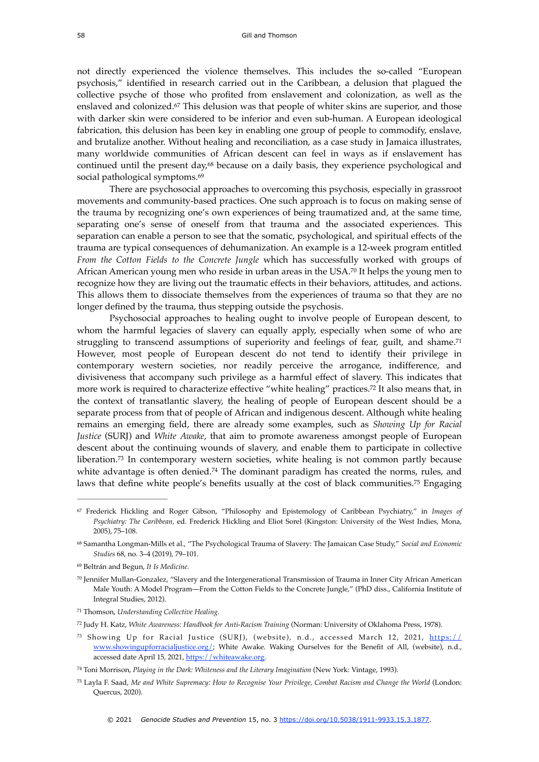not directly experienced the violence themselves. This includes the so-called "European psychosis," identified in research carried out in the Caribbean, a delusion that plagued the collective psyche of those who profited from enslavement and colonization, as well as the enslaved and colonized.[67] This delusion was that people of whiter skins are superior, and those with darker skin were considered to be inferior and even sub-human. A European ideological fabrication, this delusion has been key in enabling one group of people to commodify, enslave, and brutalize another. Without healing and reconciliation, as a case study in Jamaica illustrates, many worldwide communities of African descent can feel in ways as if enslavement has continued until the present day,[68] because on a daily basis, they experience psychological and social pathological symptoms.[69]

There are psychosocial approaches to overcoming this psychosis, especially in grassroot movements and community-based practices. One such approach is to focus on making sense of the trauma by recognizing one's own experiences of being traumatized and, at the same time, separating one's sense of oneself from that trauma and the associated experiences. This separation can enable a person to see that the somatic, psychological, and spiritual effects of the trauma are typical consequences of dehumanization. An example is a 12-week program entitled *From the Cotton Fields to the Concrete Jungle* which has successfully worked with groups of African American young men who reside in urban areas in the USA.[70] It helps the young men to recognize how they are living out the traumatic effects in their behaviors, attitudes, and actions. This allows them to dissociate themselves from the experiences of trauma so that they are no longer defined by the trauma, thus stepping outside the psychosis.

Psychosocial approaches to healing ought to involve people of European descent, to whom the harmful legacies of slavery can equally apply, especially when some of who are struggling to transcend assumptions of superiority and feelings of fear, guilt, and shame.[71] However, most people of European descent do not tend to identify their privilege in contemporary western societies, nor readily perceive the arrogance, indifference, and divisiveness that accompany such privilege as a harmful effect of slavery. This indicates that more work is required to characterize effective "white healing" practices.[72] It also means that, in the context of transatlantic slavery, the healing of people of European descent should be a separate process from that of people of African and indigenous descent. Although white healing remains an emerging field, there are already some examples, such as *Showing Up for Racial Justice* (SURJ) and *White Awake*, that aim to promote awareness amongst people of European descent about the continuing wounds of slavery, and enable them to participate in collective liberation.[73] In contemporary western societies, white healing is not common partly because white advantage is often denied.[74] The dominant paradigm has created the norms, rules, and laws that define white people's benefits usually at the cost of black communities.[75] Engaging

---

[67] Frederick Hickling and Roger Gibson, "Philosophy and Epistemology of Caribbean Psychiatry," in *Images of Psychiatry: The Caribbean*, ed. Frederick Hickling and Eliot Sorel (Kingston: University of the West Indies, Mona, 2005), 75–108.

[68] Samantha Longman-Mills et al., "The Psychological Trauma of Slavery: The Jamaican Case Study," *Social and Economic Studies* 68, no. 3–4 (2019), 79–101.

[69] Beltrán and Begun, *It Is Medicine*.

[70] Jennifer Mullan-Gonzalez, "Slavery and the Intergenerational Transmission of Trauma in Inner City African American Male Youth: A Model Program—From the Cotton Fields to the Concrete Jungle," (PhD diss., California Institute of Integral Studies, 2012).

[71] Thomson, *Understanding Collective Healing*.

[72] Judy H. Katz, *White Awareness: Handbook for Anti-Racism Training* (Norman: University of Oklahoma Press, 1978).

[73] Showing Up for Racial Justice (SURJ), (website), n.d., accessed March 12, 2021, https://www.showingupforracialjustice.org/; White Awake. Waking Ourselves for the Benefit of All, (website), n.d., accessed date April 15, 2021, https://whiteawake.org.

[74] Toni Morrison, *Playing in the Dark: Whiteness and the Literary Imagination* (New York: Vintage, 1993).

[75] Layla F. Saad, *Me and White Supremacy: How to Recognise Your Privilege, Combat Racism and Change the World* (London: Quercus, 2020).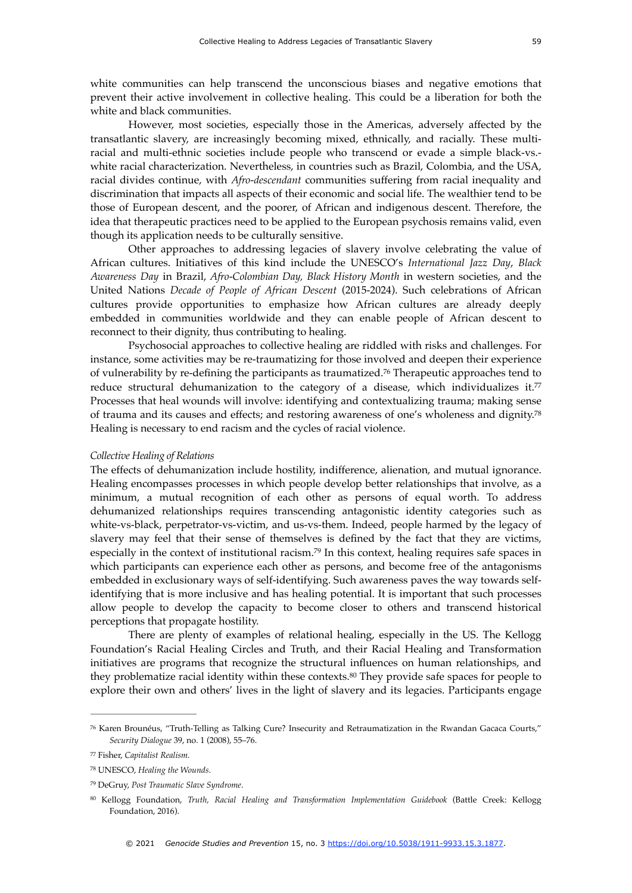white communities can help transcend the unconscious biases and negative emotions that prevent their active involvement in collective healing. This could be a liberation for both the white and black communities.

However, most societies, especially those in the Americas, adversely affected by the transatlantic slavery, are increasingly becoming mixed, ethnically, and racially. These multi-racial and multi-ethnic societies include people who transcend or evade a simple black-vs.-white racial characterization. Nevertheless, in countries such as Brazil, Colombia, and the USA, racial divides continue, with *Afro-descendant* communities suffering from racial inequality and discrimination that impacts all aspects of their economic and social life. The wealthier tend to be those of European descent, and the poorer, of African and indigenous descent. Therefore, the idea that therapeutic practices need to be applied to the European psychosis remains valid, even though its application needs to be culturally sensitive.

Other approaches to addressing legacies of slavery involve celebrating the value of African cultures. Initiatives of this kind include the UNESCO's *International Jazz Day*, *Black Awareness Day* in Brazil, *Afro-Colombian Day, Black History Month* in western societies, and the United Nations *Decade of People of African Descent* (2015-2024). Such celebrations of African cultures provide opportunities to emphasize how African cultures are already deeply embedded in communities worldwide and they can enable people of African descent to reconnect to their dignity, thus contributing to healing.

Psychosocial approaches to collective healing are riddled with risks and challenges. For instance, some activities may be re-traumatizing for those involved and deepen their experience of vulnerability by re-defining the participants as traumatized.[76] Therapeutic approaches tend to reduce structural dehumanization to the category of a disease, which individualizes it.[77] Processes that heal wounds will involve: identifying and contextualizing trauma; making sense of trauma and its causes and effects; and restoring awareness of one's wholeness and dignity.[78] Healing is necessary to end racism and the cycles of racial violence.

*Collective Healing of Relations*

The effects of dehumanization include hostility, indifference, alienation, and mutual ignorance. Healing encompasses processes in which people develop better relationships that involve, as a minimum, a mutual recognition of each other as persons of equal worth. To address dehumanized relationships requires transcending antagonistic identity categories such as white-vs-black, perpetrator-vs-victim, and us-vs-them. Indeed, people harmed by the legacy of slavery may feel that their sense of themselves is defined by the fact that they are victims, especially in the context of institutional racism.[79] In this context, healing requires safe spaces in which participants can experience each other as persons, and become free of the antagonisms embedded in exclusionary ways of self-identifying. Such awareness paves the way towards self-identifying that is more inclusive and has healing potential. It is important that such processes allow people to develop the capacity to become closer to others and transcend historical perceptions that propagate hostility.

There are plenty of examples of relational healing, especially in the US. The Kellogg Foundation's Racial Healing Circles and Truth, and their Racial Healing and Transformation initiatives are programs that recognize the structural influences on human relationships, and they problematize racial identity within these contexts.[80] They provide safe spaces for people to explore their own and others' lives in the light of slavery and its legacies. Participants engage

---

[76] Karen Brounéus, "Truth-Telling as Talking Cure? Insecurity and Retraumatization in the Rwandan Gacaca Courts," *Security Dialogue* 39, no. 1 (2008), 55–76.

[77] Fisher, *Capitalist Realism*.

[78] UNESCO, *Healing the Wounds*.

[79] DeGruy, *Post Traumatic Slave Syndrome*.

[80] Kellogg Foundation, *Truth, Racial Healing and Transformation Implementation Guidebook* (Battle Creek: Kellogg Foundation, 2016).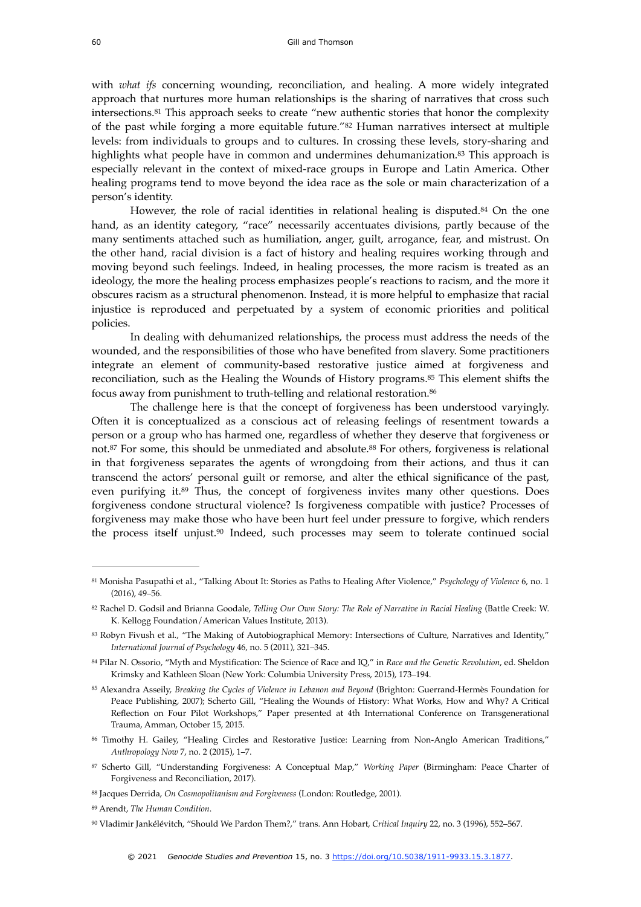with *what ifs* concerning wounding, reconciliation, and healing. A more widely integrated approach that nurtures more human relationships is the sharing of narratives that cross such intersections.[81] This approach seeks to create "new authentic stories that honor the complexity of the past while forging a more equitable future."[82] Human narratives intersect at multiple levels: from individuals to groups and to cultures. In crossing these levels, story-sharing and highlights what people have in common and undermines dehumanization.[83] This approach is especially relevant in the context of mixed-race groups in Europe and Latin America. Other healing programs tend to move beyond the idea race as the sole or main characterization of a person's identity.

However, the role of racial identities in relational healing is disputed.[84] On the one hand, as an identity category, "race" necessarily accentuates divisions, partly because of the many sentiments attached such as humiliation, anger, guilt, arrogance, fear, and mistrust. On the other hand, racial division is a fact of history and healing requires working through and moving beyond such feelings. Indeed, in healing processes, the more racism is treated as an ideology, the more the healing process emphasizes people's reactions to racism, and the more it obscures racism as a structural phenomenon. Instead, it is more helpful to emphasize that racial injustice is reproduced and perpetuated by a system of economic priorities and political policies.

In dealing with dehumanized relationships, the process must address the needs of the wounded, and the responsibilities of those who have benefited from slavery. Some practitioners integrate an element of community-based restorative justice aimed at forgiveness and reconciliation, such as the Healing the Wounds of History programs.[85] This element shifts the focus away from punishment to truth-telling and relational restoration.[86]

The challenge here is that the concept of forgiveness has been understood varyingly. Often it is conceptualized as a conscious act of releasing feelings of resentment towards a person or a group who has harmed one, regardless of whether they deserve that forgiveness or not.[87] For some, this should be unmediated and absolute.[88] For others, forgiveness is relational in that forgiveness separates the agents of wrongdoing from their actions, and thus it can transcend the actors' personal guilt or remorse, and alter the ethical significance of the past, even purifying it.[89] Thus, the concept of forgiveness invites many other questions. Does forgiveness condone structural violence? Is forgiveness compatible with justice? Processes of forgiveness may make those who have been hurt feel under pressure to forgive, which renders the process itself unjust.[90] Indeed, such processes may seem to tolerate continued social

---

[81] Monisha Pasupathi et al., "Talking About It: Stories as Paths to Healing After Violence," *Psychology of Violence* 6, no. 1 (2016), 49–56.

[82] Rachel D. Godsil and Brianna Goodale, *Telling Our Own Story: The Role of Narrative in Racial Healing* (Battle Creek: W. K. Kellogg Foundation/American Values Institute, 2013).

[83] Robyn Fivush et al., "The Making of Autobiographical Memory: Intersections of Culture, Narratives and Identity," *International Journal of Psychology* 46, no. 5 (2011), 321–345.

[84] Pilar N. Ossorio, "Myth and Mystification: The Science of Race and IQ," in *Race and the Genetic Revolution*, ed. Sheldon Krimsky and Kathleen Sloan (New York: Columbia University Press, 2015), 173–194.

[85] Alexandra Asseily, *Breaking the Cycles of Violence in Lebanon and Beyond* (Brighton: Guerrand-Hermès Foundation for Peace Publishing, 2007); Scherto Gill, "Healing the Wounds of History: What Works, How and Why? A Critical Reflection on Four Pilot Workshops," Paper presented at 4th International Conference on Transgenerational Trauma, Amman, October 15, 2015.

[86] Timothy H. Gailey, "Healing Circles and Restorative Justice: Learning from Non-Anglo American Traditions," *Anthropology Now* 7, no. 2 (2015), 1–7.

[87] Scherto Gill, "Understanding Forgiveness: A Conceptual Map," *Working Paper* (Birmingham: Peace Charter of Forgiveness and Reconciliation, 2017).

[88] Jacques Derrida, *On Cosmopolitanism and Forgiveness* (London: Routledge, 2001).

[89] Arendt, *The Human Condition*.

[90] Vladimir Jankélévitch, "Should We Pardon Them?," trans. Ann Hobart, *Critical Inquiry* 22, no. 3 (1996), 552–567.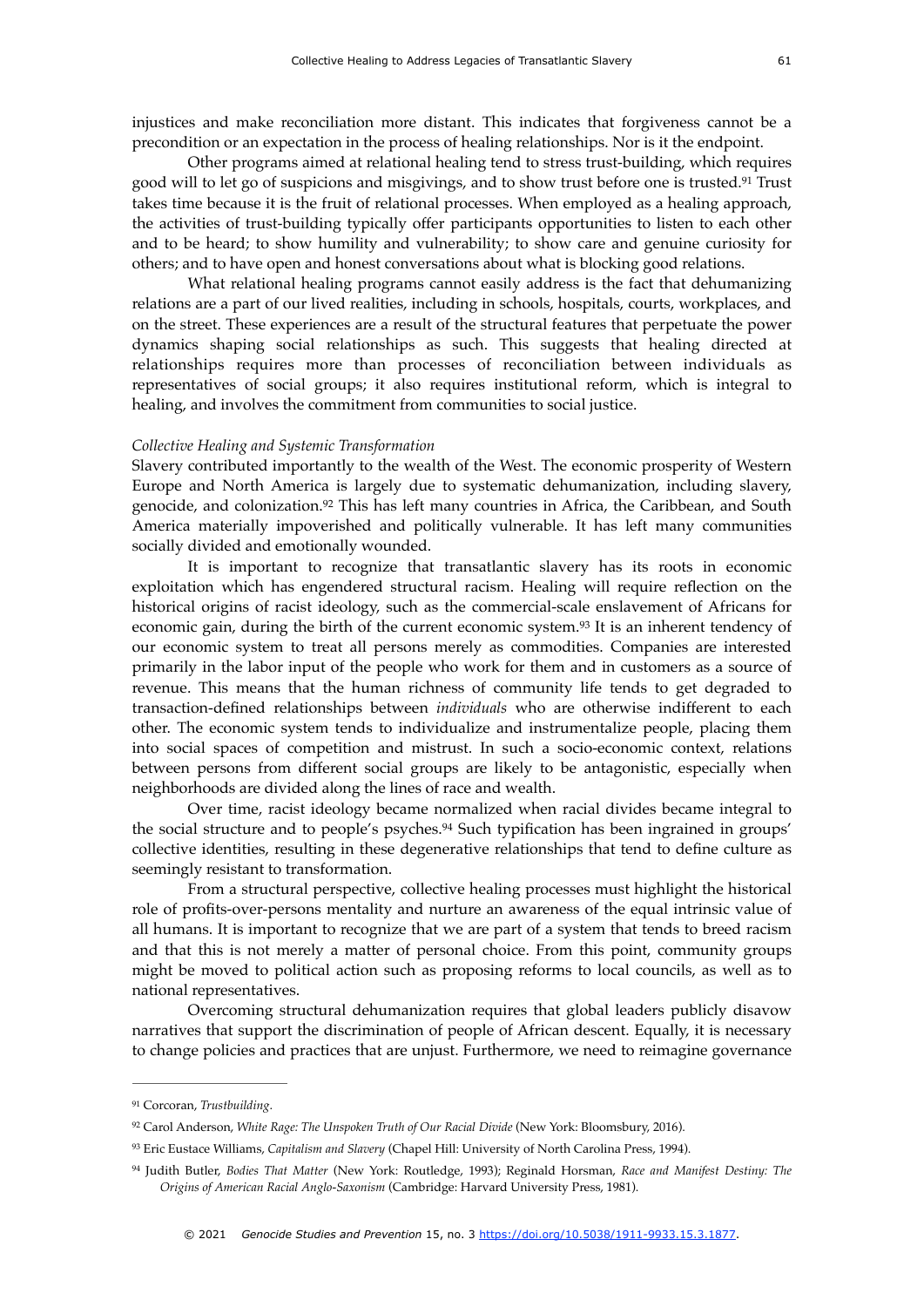injustices and make reconciliation more distant. This indicates that forgiveness cannot be a precondition or an expectation in the process of healing relationships. Nor is it the endpoint.

Other programs aimed at relational healing tend to stress trust-building, which requires good will to let go of suspicions and misgivings, and to show trust before one is trusted.[91] Trust takes time because it is the fruit of relational processes. When employed as a healing approach, the activities of trust-building typically offer participants opportunities to listen to each other and to be heard; to show humility and vulnerability; to show care and genuine curiosity for others; and to have open and honest conversations about what is blocking good relations.

What relational healing programs cannot easily address is the fact that dehumanizing relations are a part of our lived realities, including in schools, hospitals, courts, workplaces, and on the street. These experiences are a result of the structural features that perpetuate the power dynamics shaping social relationships as such. This suggests that healing directed at relationships requires more than processes of reconciliation between individuals as representatives of social groups; it also requires institutional reform, which is integral to healing, and involves the commitment from communities to social justice.

*Collective Healing and Systemic Transformation*

Slavery contributed importantly to the wealth of the West. The economic prosperity of Western Europe and North America is largely due to systematic dehumanization, including slavery, genocide, and colonization.[92] This has left many countries in Africa, the Caribbean, and South America materially impoverished and politically vulnerable. It has left many communities socially divided and emotionally wounded.

It is important to recognize that transatlantic slavery has its roots in economic exploitation which has engendered structural racism. Healing will require reflection on the historical origins of racist ideology, such as the commercial-scale enslavement of Africans for economic gain, during the birth of the current economic system.[93] It is an inherent tendency of our economic system to treat all persons merely as commodities. Companies are interested primarily in the labor input of the people who work for them and in customers as a source of revenue. This means that the human richness of community life tends to get degraded to transaction-defined relationships between *individuals* who are otherwise indifferent to each other. The economic system tends to individualize and instrumentalize people, placing them into social spaces of competition and mistrust. In such a socio-economic context, relations between persons from different social groups are likely to be antagonistic, especially when neighborhoods are divided along the lines of race and wealth.

Over time, racist ideology became normalized when racial divides became integral to the social structure and to people's psyches.[94] Such typification has been ingrained in groups' collective identities, resulting in these degenerative relationships that tend to define culture as seemingly resistant to transformation.

From a structural perspective, collective healing processes must highlight the historical role of profits-over-persons mentality and nurture an awareness of the equal intrinsic value of all humans. It is important to recognize that we are part of a system that tends to breed racism and that this is not merely a matter of personal choice. From this point, community groups might be moved to political action such as proposing reforms to local councils, as well as to national representatives.

Overcoming structural dehumanization requires that global leaders publicly disavow narratives that support the discrimination of people of African descent. Equally, it is necessary to change policies and practices that are unjust. Furthermore, we need to reimagine governance

---

[91] Corcoran, *Trustbuilding*.

[92] Carol Anderson, *White Rage: The Unspoken Truth of Our Racial Divide* (New York: Bloomsbury, 2016).

[93] Eric Eustace Williams, *Capitalism and Slavery* (Chapel Hill: University of North Carolina Press, 1994).

[94] Judith Butler, *Bodies That Matter* (New York: Routledge, 1993); Reginald Horsman, *Race and Manifest Destiny: The Origins of American Racial Anglo-Saxonism* (Cambridge: Harvard University Press, 1981).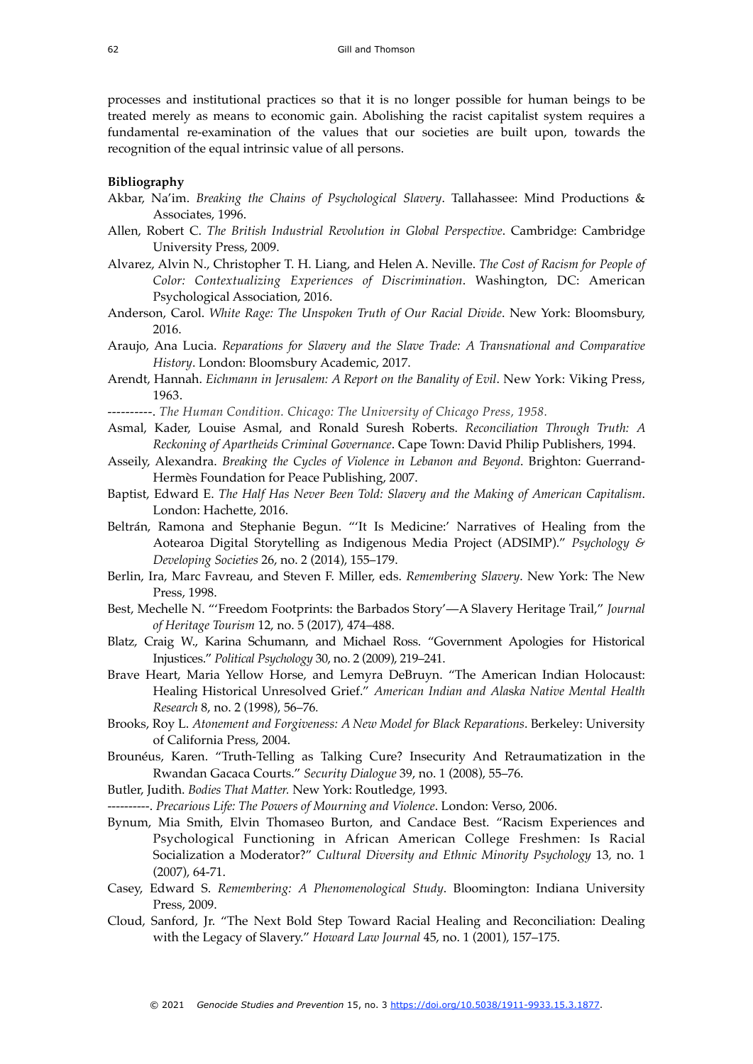processes and institutional practices so that it is no longer possible for human beings to be treated merely as means to economic gain. Abolishing the racist capitalist system requires a fundamental re-examination of the values that our societies are built upon, towards the recognition of the equal intrinsic value of all persons.

**Bibliography**

Akbar, Na'im. *Breaking the Chains of Psychological Slavery*. Tallahassee: Mind Productions & Associates, 1996.

Allen, Robert C. *The British Industrial Revolution in Global Perspective*. Cambridge: Cambridge University Press, 2009.

Alvarez, Alvin N., Christopher T. H. Liang, and Helen A. Neville. *The Cost of Racism for People of Color: Contextualizing Experiences of Discrimination*. Washington, DC: American Psychological Association, 2016.

Anderson, Carol. *White Rage: The Unspoken Truth of Our Racial Divide*. New York: Bloomsbury, 2016.

Araujo, Ana Lucia. *Reparations for Slavery and the Slave Trade: A Transnational and Comparative History*. London: Bloomsbury Academic, 2017.

Arendt, Hannah. *Eichmann in Jerusalem: A Report on the Banality of Evil*. New York: Viking Press, 1963.

----------. *The Human Condition. Chicago: The University of Chicago Press, 1958.*

Asmal, Kader, Louise Asmal, and Ronald Suresh Roberts. *Reconciliation Through Truth: A Reckoning of Apartheids Criminal Governance*. Cape Town: David Philip Publishers, 1994.

Asseily, Alexandra. *Breaking the Cycles of Violence in Lebanon and Beyond*. Brighton: Guerrand-Hermès Foundation for Peace Publishing, 2007.

Baptist, Edward E. *The Half Has Never Been Told: Slavery and the Making of American Capitalism*. London: Hachette, 2016.

Beltrán, Ramona and Stephanie Begun. "'It Is Medicine:' Narratives of Healing from the Aotearoa Digital Storytelling as Indigenous Media Project (ADSIMP)." *Psychology & Developing Societies* 26, no. 2 (2014), 155–179.

Berlin, Ira, Marc Favreau, and Steven F. Miller, eds. *Remembering Slavery*. New York: The New Press, 1998.

Best, Mechelle N. "'Freedom Footprints: the Barbados Story'—A Slavery Heritage Trail," *Journal of Heritage Tourism* 12, no. 5 (2017), 474–488.

Blatz, Craig W., Karina Schumann, and Michael Ross. "Government Apologies for Historical Injustices." *Political Psychology* 30, no. 2 (2009), 219–241.

Brave Heart, Maria Yellow Horse, and Lemyra DeBruyn. "The American Indian Holocaust: Healing Historical Unresolved Grief." *American Indian and Alaska Native Mental Health Research* 8, no. 2 (1998), 56–76.

Brooks, Roy L. *Atonement and Forgiveness: A New Model for Black Reparations*. Berkeley: University of California Press, 2004.

Brounéus, Karen. "Truth-Telling as Talking Cure? Insecurity And Retraumatization in the Rwandan Gacaca Courts." *Security Dialogue* 39, no. 1 (2008), 55–76.

Butler, Judith. *Bodies That Matter.* New York: Routledge, 1993.

----------. *Precarious Life: The Powers of Mourning and Violence*. London: Verso, 2006.

Bynum, Mia Smith, Elvin Thomaseo Burton, and Candace Best. "Racism Experiences and Psychological Functioning in African American College Freshmen: Is Racial Socialization a Moderator?" *Cultural Diversity and Ethnic Minority Psychology* 13, no. 1 (2007), 64-71.

Casey, Edward S. *Remembering: A Phenomenological Study*. Bloomington: Indiana University Press, 2009.

Cloud, Sanford, Jr. "The Next Bold Step Toward Racial Healing and Reconciliation: Dealing with the Legacy of Slavery." *Howard Law Journal* 45, no. 1 (2001), 157–175.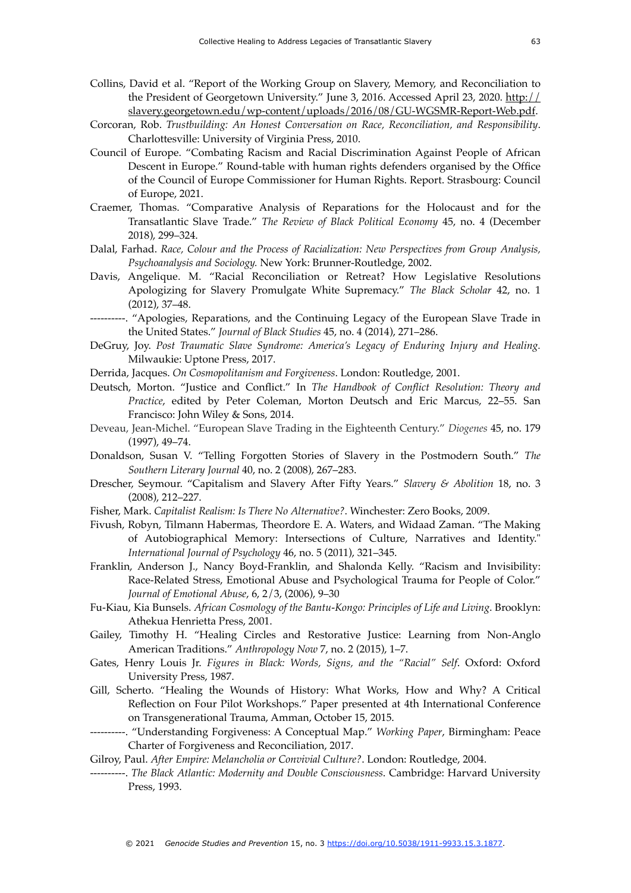Collins, David et al. "Report of the Working Group on Slavery, Memory, and Reconciliation to the President of Georgetown University." June 3, 2016. Accessed April 23, 2020. http://slavery.georgetown.edu/wp-content/uploads/2016/08/GU-WGSMR-Report-Web.pdf.

Corcoran, Rob. *Trustbuilding: An Honest Conversation on Race, Reconciliation, and Responsibility*. Charlottesville: University of Virginia Press, 2010.

Council of Europe. "Combating Racism and Racial Discrimination Against People of African Descent in Europe." Round-table with human rights defenders organised by the Office of the Council of Europe Commissioner for Human Rights. Report. Strasbourg: Council of Europe, 2021.

Craemer, Thomas. "Comparative Analysis of Reparations for the Holocaust and for the Transatlantic Slave Trade." *The Review of Black Political Economy* 45, no. 4 (December 2018), 299–324.

Dalal, Farhad. *Race, Colour and the Process of Racialization: New Perspectives from Group Analysis, Psychoanalysis and Sociology.* New York: Brunner-Routledge, 2002.

Davis, Angelique. M. "Racial Reconciliation or Retreat? How Legislative Resolutions Apologizing for Slavery Promulgate White Supremacy." *The Black Scholar* 42, no. 1 (2012), 37–48.

----------. "Apologies, Reparations, and the Continuing Legacy of the European Slave Trade in the United States." *Journal of Black Studies* 45, no. 4 (2014), 271–286.

DeGruy, Joy. *Post Traumatic Slave Syndrome: America's Legacy of Enduring Injury and Healing.* Milwaukie: Uptone Press, 2017.

Derrida, Jacques. *On Cosmopolitanism and Forgiveness*. London: Routledge, 2001.

Deutsch, Morton. "Justice and Conflict." In *The Handbook of Conflict Resolution: Theory and Practice*, edited by Peter Coleman, Morton Deutsch and Eric Marcus, 22–55. San Francisco: John Wiley & Sons, 2014.

Deveau, Jean-Michel. "European Slave Trading in the Eighteenth Century." *Diogenes* 45, no. 179 (1997), 49–74.

Donaldson, Susan V. "Telling Forgotten Stories of Slavery in the Postmodern South." *The Southern Literary Journal* 40, no. 2 (2008), 267–283.

Drescher, Seymour. "Capitalism and Slavery After Fifty Years." *Slavery & Abolition* 18, no. 3 (2008), 212–227.

Fisher, Mark. *Capitalist Realism: Is There No Alternative?*. Winchester: Zero Books, 2009.

Fivush, Robyn, Tilmann Habermas, Theordore E. A. Waters, and Widaad Zaman. "The Making of Autobiographical Memory: Intersections of Culture, Narratives and Identity." *International Journal of Psychology* 46, no. 5 (2011), 321–345.

Franklin, Anderson J., Nancy Boyd-Franklin, and Shalonda Kelly. "Racism and Invisibility: Race-Related Stress, Emotional Abuse and Psychological Trauma for People of Color." *Journal of Emotional Abuse*, 6, 2/3, (2006), 9–30

Fu-Kiau, Kia Bunsels. *African Cosmology of the Bantu-Kongo: Principles of Life and Living*. Brooklyn: Athekua Henrietta Press, 2001.

Gailey, Timothy H. "Healing Circles and Restorative Justice: Learning from Non-Anglo American Traditions." *Anthropology Now* 7, no. 2 (2015), 1–7.

Gates, Henry Louis Jr. *Figures in Black: Words, Signs, and the "Racial" Self*. Oxford: Oxford University Press, 1987.

Gill, Scherto. "Healing the Wounds of History: What Works, How and Why? A Critical Reflection on Four Pilot Workshops." Paper presented at 4th International Conference on Transgenerational Trauma, Amman, October 15, 2015.

----------. "Understanding Forgiveness: A Conceptual Map." *Working Paper*, Birmingham: Peace Charter of Forgiveness and Reconciliation, 2017.

Gilroy, Paul. *After Empire: Melancholia or Convivial Culture?*. London: Routledge, 2004.

----------. *The Black Atlantic: Modernity and Double Consciousness*. Cambridge: Harvard University Press, 1993.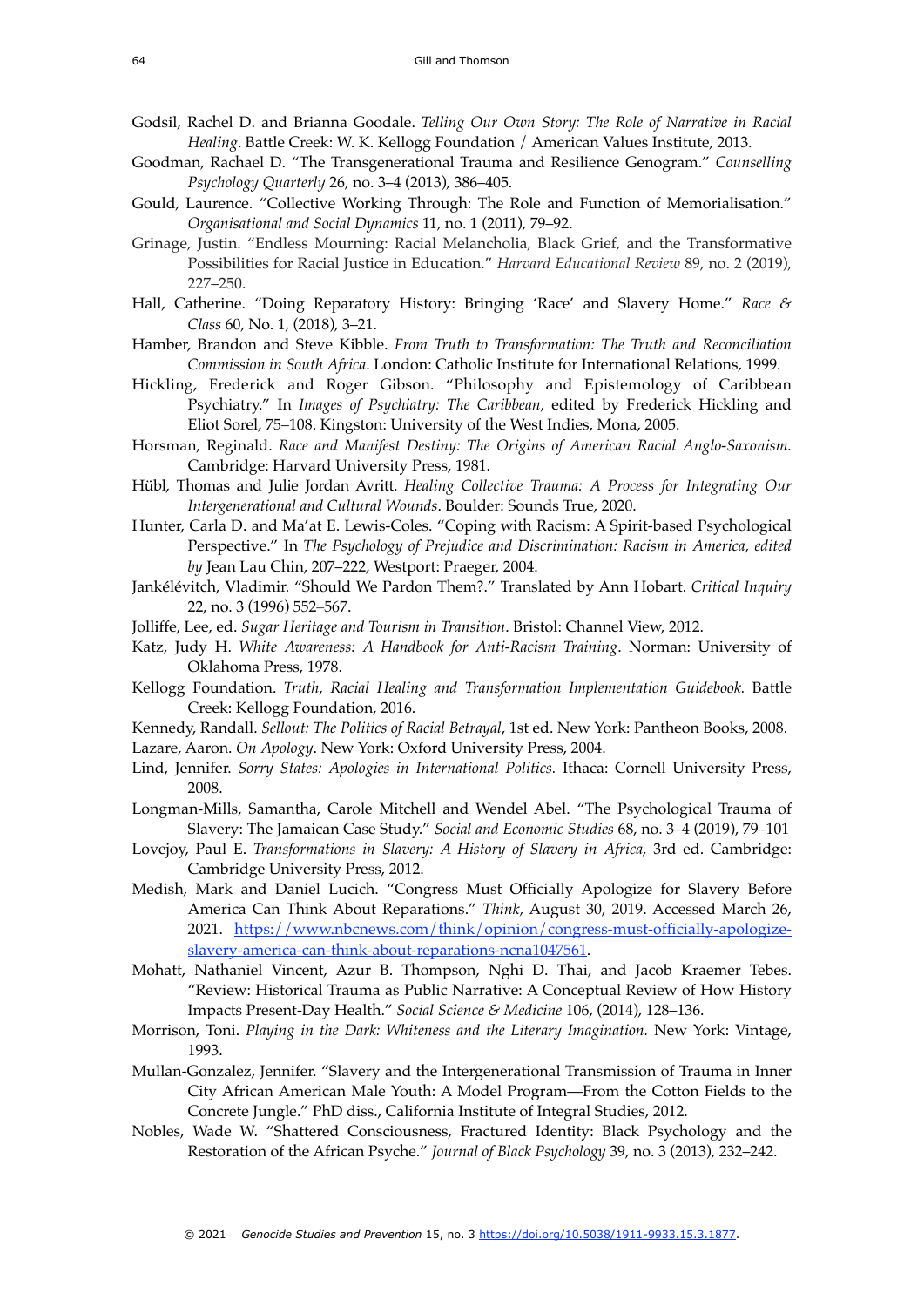Godsil, Rachel D. and Brianna Goodale. *Telling Our Own Story: The Role of Narrative in Racial Healing*. Battle Creek: W. K. Kellogg Foundation / American Values Institute, 2013.

Goodman, Rachael D. "The Transgenerational Trauma and Resilience Genogram." *Counselling Psychology Quarterly* 26, no. 3–4 (2013), 386–405.

Gould, Laurence. "Collective Working Through: The Role and Function of Memorialisation." *Organisational and Social Dynamics* 11, no. 1 (2011), 79–92.

Grinage, Justin. "Endless Mourning: Racial Melancholia, Black Grief, and the Transformative Possibilities for Racial Justice in Education." *Harvard Educational Review* 89, no. 2 (2019), 227–250.

Hall, Catherine. "Doing Reparatory History: Bringing 'Race' and Slavery Home." *Race & Class* 60, No. 1, (2018), 3–21.

Hamber, Brandon and Steve Kibble. *From Truth to Transformation: The Truth and Reconciliation Commission in South Africa*. London: Catholic Institute for International Relations, 1999.

Hickling, Frederick and Roger Gibson. "Philosophy and Epistemology of Caribbean Psychiatry." In *Images of Psychiatry: The Caribbean*, edited by Frederick Hickling and Eliot Sorel, 75–108. Kingston: University of the West Indies, Mona, 2005.

Horsman, Reginald. *Race and Manifest Destiny: The Origins of American Racial Anglo-Saxonism.* Cambridge: Harvard University Press, 1981.

Hübl, Thomas and Julie Jordan Avritt. *Healing Collective Trauma: A Process for Integrating Our Intergenerational and Cultural Wounds*. Boulder: Sounds True, 2020.

Hunter, Carla D. and Ma'at E. Lewis-Coles. "Coping with Racism: A Spirit-based Psychological Perspective." In *The Psychology of Prejudice and Discrimination: Racism in America, edited by* Jean Lau Chin, 207–222, Westport: Praeger, 2004.

Jankélévitch, Vladimir. "Should We Pardon Them?." Translated by Ann Hobart. *Critical Inquiry* 22, no. 3 (1996) 552–567.

Jolliffe, Lee, ed. *Sugar Heritage and Tourism in Transition*. Bristol: Channel View, 2012.

Katz, Judy H. *White Awareness: A Handbook for Anti-Racism Training*. Norman: University of Oklahoma Press, 1978.

Kellogg Foundation. *Truth, Racial Healing and Transformation Implementation Guidebook.* Battle Creek: Kellogg Foundation, 2016.

Kennedy, Randall. *Sellout: The Politics of Racial Betrayal*, 1st ed. New York: Pantheon Books, 2008.

Lazare, Aaron. *On Apology*. New York: Oxford University Press, 2004.

Lind, Jennifer. *Sorry States: Apologies in International Politics.* Ithaca: Cornell University Press, 2008.

Longman-Mills, Samantha, Carole Mitchell and Wendel Abel. "The Psychological Trauma of Slavery: The Jamaican Case Study." *Social and Economic Studies* 68, no. 3–4 (2019), 79–101

Lovejoy, Paul E. *Transformations in Slavery: A History of Slavery in Africa*, 3rd ed. Cambridge: Cambridge University Press, 2012.

Medish, Mark and Daniel Lucich. "Congress Must Officially Apologize for Slavery Before America Can Think About Reparations." *Think,* August 30, 2019. Accessed March 26, 2021. https://www.nbcnews.com/think/opinion/congress-must-officially-apologize-slavery-america-can-think-about-reparations-ncna1047561.

Mohatt, Nathaniel Vincent, Azur B. Thompson, Nghi D. Thai, and Jacob Kraemer Tebes. "Review: Historical Trauma as Public Narrative: A Conceptual Review of How History Impacts Present-Day Health." *Social Science & Medicine* 106, (2014), 128–136.

Morrison, Toni. *Playing in the Dark: Whiteness and the Literary Imagination.* New York: Vintage, 1993.

Mullan-Gonzalez, Jennifer. "Slavery and the Intergenerational Transmission of Trauma in Inner City African American Male Youth: A Model Program—From the Cotton Fields to the Concrete Jungle." PhD diss., California Institute of Integral Studies, 2012.

Nobles, Wade W. "Shattered Consciousness, Fractured Identity: Black Psychology and the Restoration of the African Psyche." *Journal of Black Psychology* 39, no. 3 (2013), 232–242.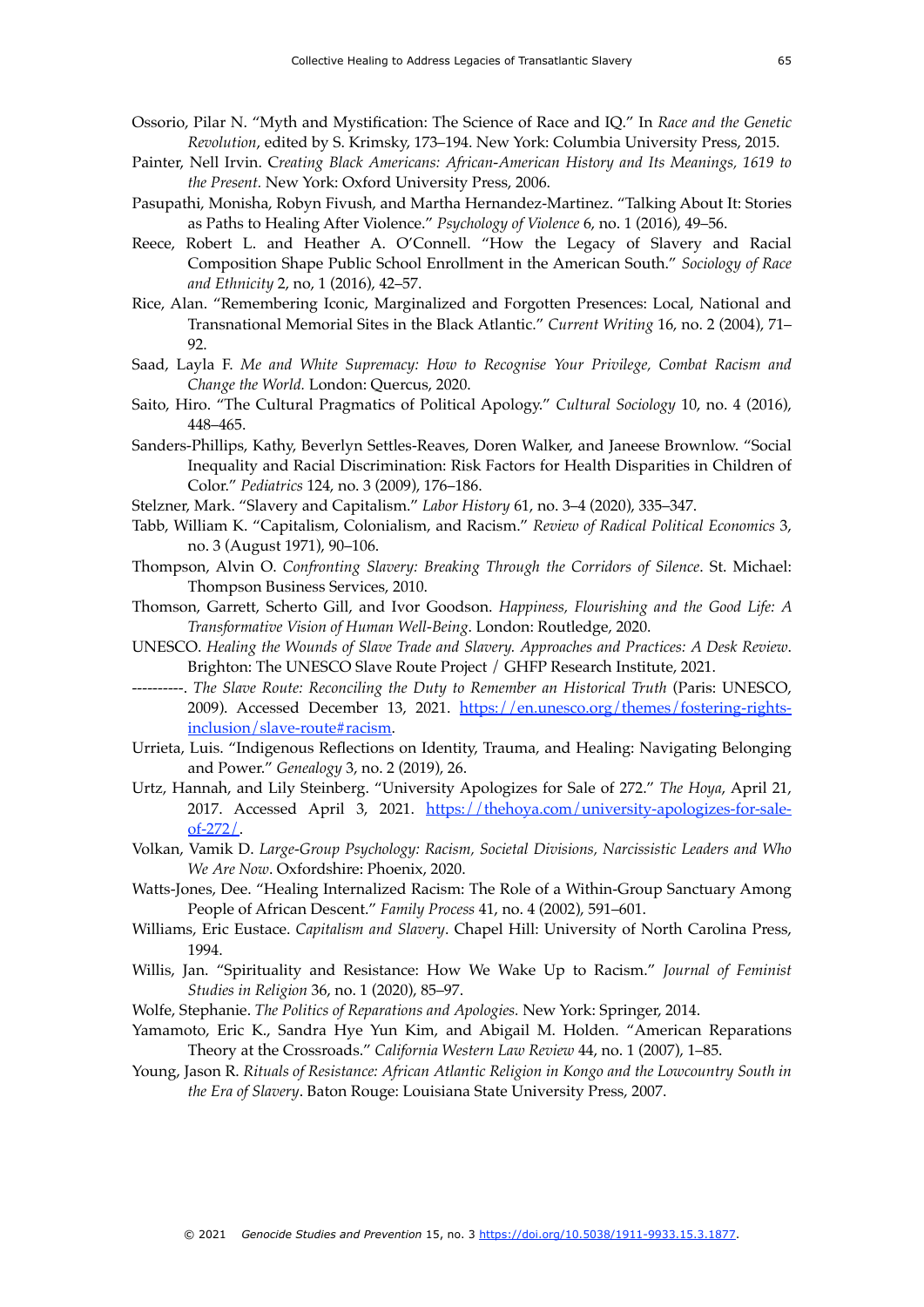Ossorio, Pilar N. "Myth and Mystification: The Science of Race and IQ." In *Race and the Genetic Revolution*, edited by S. Krimsky, 173–194. New York: Columbia University Press, 2015.

Painter, Nell Irvin. C*reating Black Americans: African-American History and Its Meanings, 1619 to the Present*. New York: Oxford University Press, 2006.

Pasupathi, Monisha, Robyn Fivush, and Martha Hernandez-Martinez. "Talking About It: Stories as Paths to Healing After Violence." *Psychology of Violence* 6, no. 1 (2016), 49–56.

Reece, Robert L. and Heather A. O'Connell. "How the Legacy of Slavery and Racial Composition Shape Public School Enrollment in the American South." *Sociology of Race and Ethnicity* 2, no, 1 (2016), 42–57.

Rice, Alan. "Remembering Iconic, Marginalized and Forgotten Presences: Local, National and Transnational Memorial Sites in the Black Atlantic." *Current Writing* 16, no. 2 (2004), 71–92.

Saad, Layla F. *Me and White Supremacy: How to Recognise Your Privilege, Combat Racism and Change the World.* London: Quercus, 2020.

Saito, Hiro. "The Cultural Pragmatics of Political Apology." *Cultural Sociology* 10, no. 4 (2016), 448–465.

Sanders-Phillips, Kathy, Beverlyn Settles-Reaves, Doren Walker, and Janeese Brownlow. "Social Inequality and Racial Discrimination: Risk Factors for Health Disparities in Children of Color." *Pediatrics* 124, no. 3 (2009), 176–186.

Stelzner, Mark. "Slavery and Capitalism." *Labor History* 61, no. 3–4 (2020), 335–347.

Tabb, William K. "Capitalism, Colonialism, and Racism." *Review of Radical Political Economics* 3, no. 3 (August 1971), 90–106.

Thompson, Alvin O. *Confronting Slavery: Breaking Through the Corridors of Silence*. St. Michael: Thompson Business Services, 2010.

Thomson, Garrett, Scherto Gill, and Ivor Goodson. *Happiness, Flourishing and the Good Life: A Transformative Vision of Human Well-Being*. London: Routledge, 2020.

UNESCO. *Healing the Wounds of Slave Trade and Slavery. Approaches and Practices: A Desk Review*. Brighton: The UNESCO Slave Route Project / GHFP Research Institute, 2021.

----------. *The Slave Route: Reconciling the Duty to Remember an Historical Truth* (Paris: UNESCO, 2009). Accessed December 13, 2021. https://en.unesco.org/themes/fostering-rights-inclusion/slave-route#racism.

Urrieta, Luis. "Indigenous Reflections on Identity, Trauma, and Healing: Navigating Belonging and Power." *Genealogy* 3, no. 2 (2019), 26.

Urtz, Hannah, and Lily Steinberg. "University Apologizes for Sale of 272." *The Hoya*, April 21, 2017. Accessed April 3, 2021. https://thehoya.com/university-apologizes-for-sale-of-272/.

Volkan, Vamik D. *Large-Group Psychology: Racism, Societal Divisions, Narcissistic Leaders and Who We Are Now*. Oxfordshire: Phoenix, 2020.

Watts-Jones, Dee. "Healing Internalized Racism: The Role of a Within-Group Sanctuary Among People of African Descent." *Family Process* 41, no. 4 (2002), 591–601.

Williams, Eric Eustace. *Capitalism and Slavery*. Chapel Hill: University of North Carolina Press, 1994.

Willis, Jan. "Spirituality and Resistance: How We Wake Up to Racism." *Journal of Feminist Studies in Religion* 36, no. 1 (2020), 85–97.

Wolfe, Stephanie. *The Politics of Reparations and Apologies.* New York: Springer, 2014.

Yamamoto, Eric K., Sandra Hye Yun Kim, and Abigail M. Holden. "American Reparations Theory at the Crossroads." *California Western Law Review* 44, no. 1 (2007), 1–85.

Young, Jason R. *Rituals of Resistance: African Atlantic Religion in Kongo and the Lowcountry South in the Era of Slavery*. Baton Rouge: Louisiana State University Press, 2007.